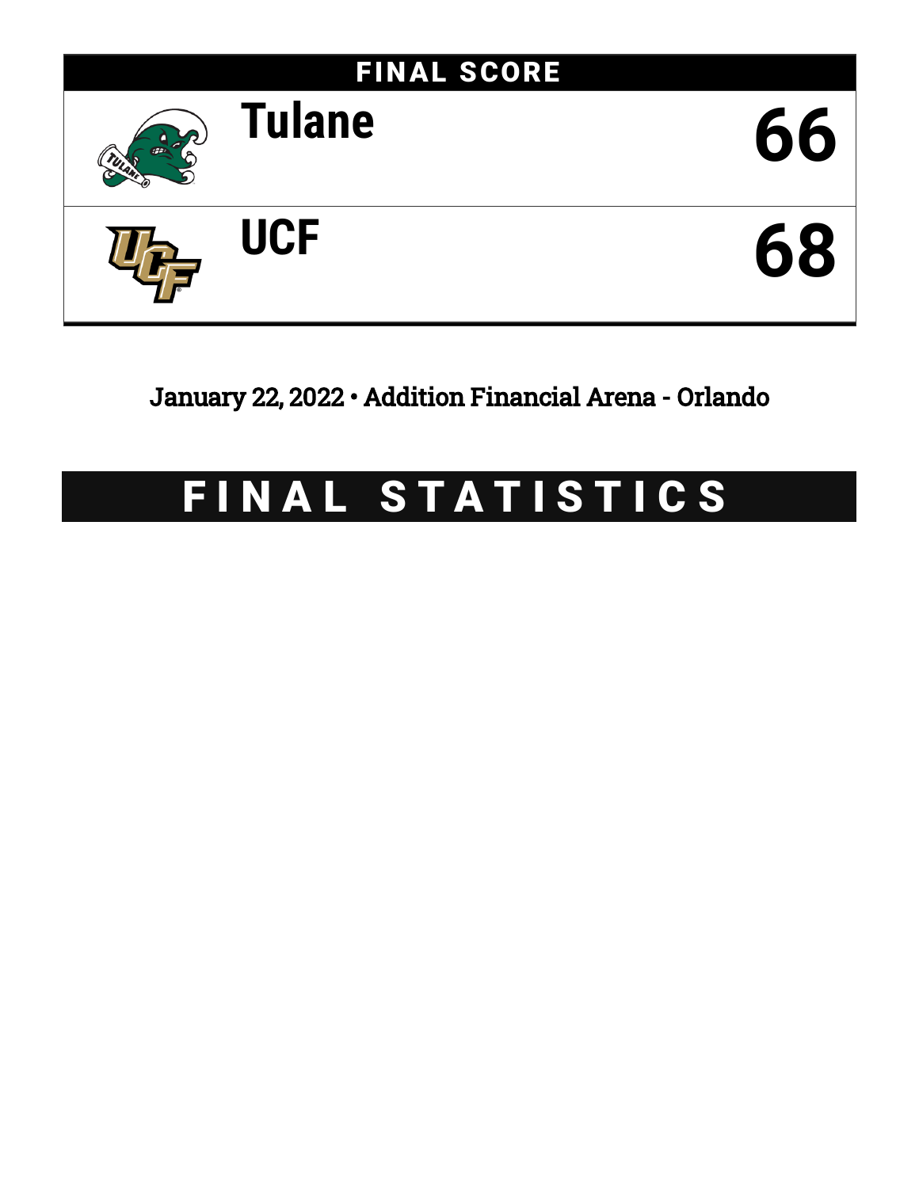# FINAL SCORE

| | Team | Score |
|---|---|---|
| | Tulane | 66 |
| | UCF | 68 |

January 22, 2022 • Addition Financial Arena - Orlando

# FINAL STATISTICS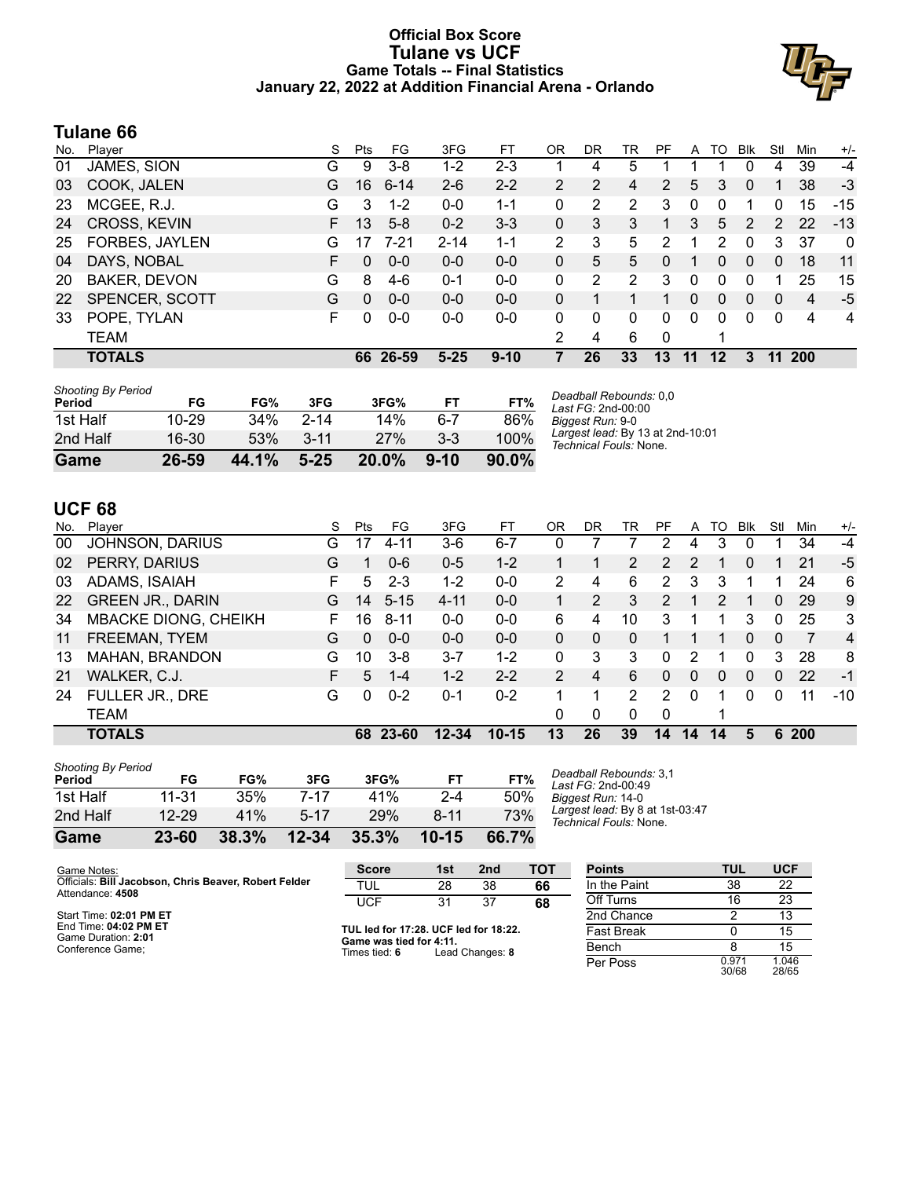# Official Box Score
## Tulane vs UCF
### Game Totals -- Final Statistics
### January 22, 2022 at Addition Financial Arena - Orlando

## Tulane 66

| No. | Player | S | Pts | FG | 3FG | FT | OR | DR | TR | PF | A | TO | Blk | Stl | Min | +/- |
|---|---|---|---|---|---|---|---|---|---|---|---|---|---|---|---|---|
| 01 | JAMES, SION | G | 9 | 3-8 | 1-2 | 2-3 | 1 | 4 | 5 | 1 | 1 | 1 | 0 | 4 | 39 | -4 |
| 03 | COOK, JALEN | G | 16 | 6-14 | 2-6 | 2-2 | 2 | 2 | 4 | 2 | 5 | 3 | 0 | 1 | 38 | -3 |
| 23 | MCGEE, R.J. | G | 3 | 1-2 | 0-0 | 1-1 | 0 | 2 | 2 | 3 | 0 | 0 | 1 | 0 | 15 | -15 |
| 24 | CROSS, KEVIN | F | 13 | 5-8 | 0-2 | 3-3 | 0 | 3 | 3 | 1 | 3 | 5 | 2 | 2 | 22 | -13 |
| 25 | FORBES, JAYLEN | G | 17 | 7-21 | 2-14 | 1-1 | 2 | 3 | 5 | 2 | 1 | 2 | 0 | 3 | 37 | 0 |
| 04 | DAYS, NOBAL | F | 0 | 0-0 | 0-0 | 0-0 | 0 | 5 | 5 | 0 | 1 | 0 | 0 | 0 | 18 | 11 |
| 20 | BAKER, DEVON | G | 8 | 4-6 | 0-1 | 0-0 | 0 | 2 | 2 | 3 | 0 | 0 | 0 | 1 | 25 | 15 |
| 22 | SPENCER, SCOTT | G | 0 | 0-0 | 0-0 | 0-0 | 0 | 1 | 1 | 1 | 0 | 0 | 0 | 0 | 4 | -5 |
| 33 | POPE, TYLAN | F | 0 | 0-0 | 0-0 | 0-0 | 0 | 0 | 0 | 0 | 0 | 0 | 0 | 0 | 4 | 4 |
| | TEAM | | | | | | 2 | 4 | 6 | 0 | | 1 | | | | |
| | **TOTALS** | | **66** | **26-59** | **5-25** | **9-10** | **7** | **26** | **33** | **13** | **11** | **12** | **3** | **11** | **200** | |

*Shooting By Period*

| Period | FG | FG% | 3FG | 3FG% | FT | FT% |
|---|---|---|---|---|---|---|
| 1st Half | 10-29 | 34% | 2-14 | 14% | 6-7 | 86% |
| 2nd Half | 16-30 | 53% | 3-11 | 27% | 3-3 | 100% |
| **Game** | **26-59** | **44.1%** | **5-25** | **20.0%** | **9-10** | **90.0%** |

*Deadball Rebounds:* 0,0
*Last FG:* 2nd-00:00
*Biggest Run:* 9-0
*Largest lead:* By 13 at 2nd-10:01
*Technical Fouls:* None.

## UCF 68

| No. | Player | S | Pts | FG | 3FG | FT | OR | DR | TR | PF | A | TO | Blk | Stl | Min | +/- |
|---|---|---|---|---|---|---|---|---|---|---|---|---|---|---|---|---|
| 00 | JOHNSON, DARIUS | G | 17 | 4-11 | 3-6 | 6-7 | 0 | 7 | 7 | 2 | 4 | 3 | 0 | 1 | 34 | -4 |
| 02 | PERRY, DARIUS | G | 1 | 0-6 | 0-5 | 1-2 | 1 | 1 | 2 | 2 | 2 | 1 | 0 | 1 | 21 | -5 |
| 03 | ADAMS, ISAIAH | F | 5 | 2-3 | 1-2 | 0-0 | 2 | 4 | 6 | 2 | 3 | 3 | 1 | 1 | 24 | 6 |
| 22 | GREEN JR., DARIN | G | 14 | 5-15 | 4-11 | 0-0 | 1 | 2 | 3 | 2 | 1 | 2 | 1 | 0 | 29 | 9 |
| 34 | MBACKE DIONG, CHEIKH | F | 16 | 8-11 | 0-0 | 0-0 | 6 | 4 | 10 | 3 | 1 | 1 | 3 | 0 | 25 | 3 |
| 11 | FREEMAN, TYEM | G | 0 | 0-0 | 0-0 | 0-0 | 0 | 0 | 0 | 1 | 1 | 1 | 0 | 0 | 7 | 4 |
| 13 | MAHAN, BRANDON | G | 10 | 3-8 | 3-7 | 1-2 | 0 | 3 | 3 | 0 | 2 | 1 | 0 | 3 | 28 | 8 |
| 21 | WALKER, C.J. | F | 5 | 1-4 | 1-2 | 2-2 | 2 | 4 | 6 | 0 | 0 | 0 | 0 | 0 | 22 | -1 |
| 24 | FULLER JR., DRE | G | 0 | 0-2 | 0-1 | 0-2 | 1 | 1 | 2 | 2 | 0 | 1 | 0 | 0 | 11 | -10 |
| | TEAM | | | | | | 0 | 0 | 0 | 0 | | 1 | | | | |
| | **TOTALS** | | **68** | **23-60** | **12-34** | **10-15** | **13** | **26** | **39** | **14** | **14** | **14** | **5** | **6** | **200** | |

*Shooting By Period*

| Period | FG | FG% | 3FG | 3FG% | FT | FT% |
|---|---|---|---|---|---|---|
| 1st Half | 11-31 | 35% | 7-17 | 41% | 2-4 | 50% |
| 2nd Half | 12-29 | 41% | 5-17 | 29% | 8-11 | 73% |
| **Game** | **23-60** | **38.3%** | **12-34** | **35.3%** | **10-15** | **66.7%** |

*Deadball Rebounds:* 3,1
*Last FG:* 2nd-00:49
*Biggest Run:* 14-0
*Largest lead:* By 8 at 1st-03:47
*Technical Fouls:* None.

Game Notes:
Officials: **Bill Jacobson, Chris Beaver, Robert Felder**
Attendance: **4508**

Start Time: **02:01 PM ET**
End Time: **04:02 PM ET**
Game Duration: **2:01**
Conference Game;

| Score | 1st | 2nd | TOT |
|---|---|---|---|
| TUL | 28 | 38 | **66** |
| UCF | 31 | 37 | **68** |

**TUL led for 17:28. UCF led for 18:22.**
**Game was tied for 4:11.**
Times tied: **6** Lead Changes: **8**

| Points | TUL | UCF |
|---|---|---|
| In the Paint | 38 | 22 |
| Off Turns | 16 | 23 |
| 2nd Chance | 2 | 13 |
| Fast Break | 0 | 15 |
| Bench | 8 | 15 |
| Per Poss | 0.971 30/68 | 1.046 28/65 |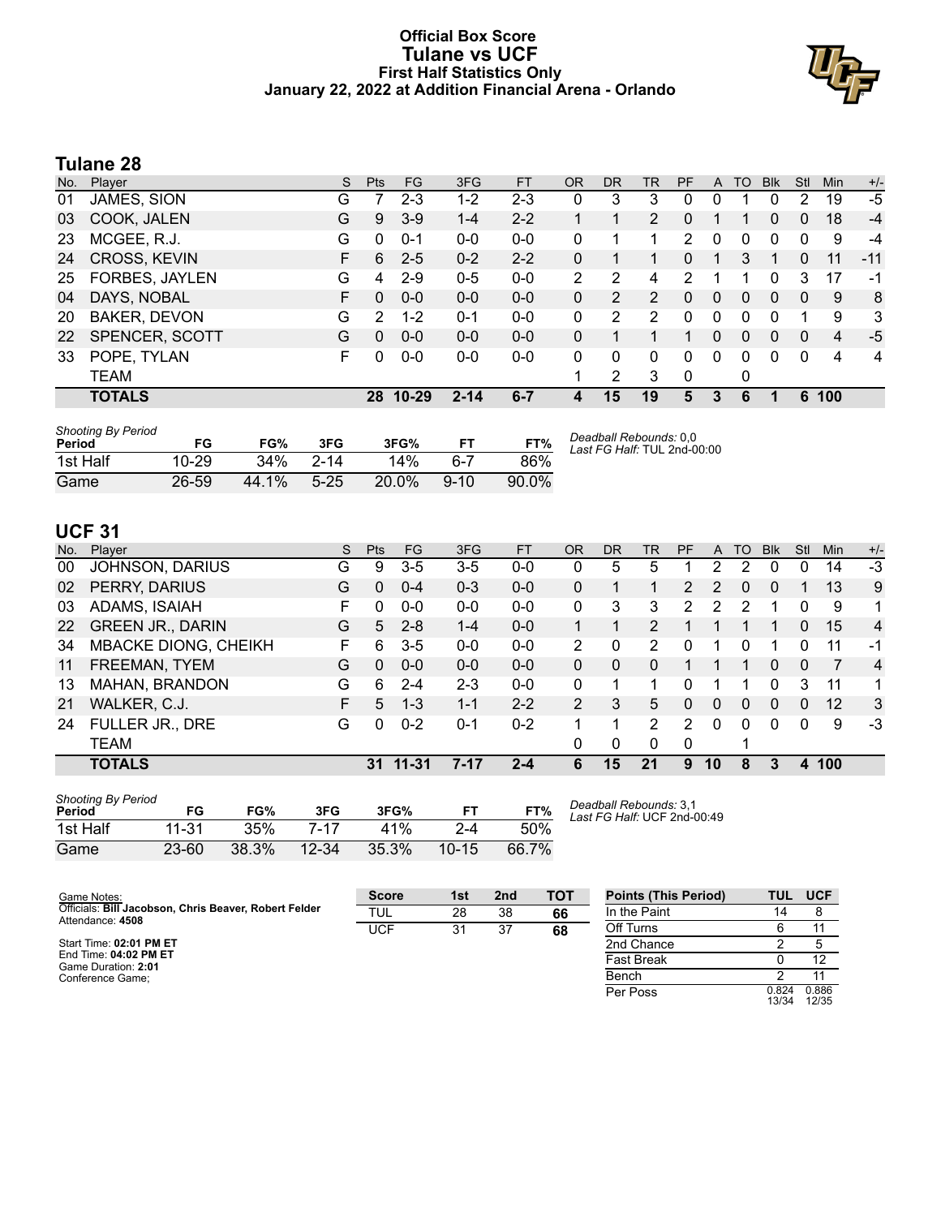# Official Box Score
## Tulane vs UCF
### First Half Statistics Only
### January 22, 2022 at Addition Financial Arena - Orlando

## Tulane 28

| No. | Player | S | Pts | FG | 3FG | FT | OR | DR | TR | PF | A | TO | Blk | Stl | Min | +/- |
|---|---|---|---|---|---|---|---|---|---|---|---|---|---|---|---|---|
| 01 | JAMES, SION | G | 7 | 2-3 | 1-2 | 2-3 | 0 | 3 | 3 | 0 | 0 | 1 | 0 | 2 | 19 | -5 |
| 03 | COOK, JALEN | G | 9 | 3-9 | 1-4 | 2-2 | 1 | 1 | 2 | 0 | 1 | 1 | 0 | 0 | 18 | -4 |
| 23 | MCGEE, R.J. | G | 0 | 0-1 | 0-0 | 0-0 | 0 | 1 | 1 | 2 | 0 | 0 | 0 | 0 | 9 | -4 |
| 24 | CROSS, KEVIN | F | 6 | 2-5 | 0-2 | 2-2 | 0 | 1 | 1 | 0 | 1 | 3 | 1 | 0 | 11 | -11 |
| 25 | FORBES, JAYLEN | G | 4 | 2-9 | 0-5 | 0-0 | 2 | 2 | 4 | 2 | 1 | 1 | 0 | 3 | 17 | -1 |
| 04 | DAYS, NOBAL | F | 0 | 0-0 | 0-0 | 0-0 | 0 | 2 | 2 | 0 | 0 | 0 | 0 | 0 | 9 | 8 |
| 20 | BAKER, DEVON | G | 2 | 1-2 | 0-1 | 0-0 | 0 | 2 | 2 | 0 | 0 | 0 | 0 | 1 | 9 | 3 |
| 22 | SPENCER, SCOTT | G | 0 | 0-0 | 0-0 | 0-0 | 0 | 1 | 1 | 1 | 0 | 0 | 0 | 0 | 4 | -5 |
| 33 | POPE, TYLAN | F | 0 | 0-0 | 0-0 | 0-0 | 0 | 0 | 0 | 0 | 0 | 0 | 0 | 0 | 4 | 4 |
| | TEAM | | | | | | 1 | 2 | 3 | 0 | | 0 | | | | |
| | **TOTALS** | | **28** | **10-29** | **2-14** | **6-7** | **4** | **15** | **19** | **5** | **3** | **6** | **1** | **6** | **100** | |

*Shooting By Period*

| Period | FG | FG% | 3FG | 3FG% | FT | FT% |
|---|---|---|---|---|---|---|
| 1st Half | 10-29 | 34% | 2-14 | 14% | 6-7 | 86% |
| Game | 26-59 | 44.1% | 5-25 | 20.0% | 9-10 | 90.0% |

*Deadball Rebounds:* 0,0
*Last FG Half:* TUL 2nd-00:00

## UCF 31

| No. | Player | S | Pts | FG | 3FG | FT | OR | DR | TR | PF | A | TO | Blk | Stl | Min | +/- |
|---|---|---|---|---|---|---|---|---|---|---|---|---|---|---|---|---|
| 00 | JOHNSON, DARIUS | G | 9 | 3-5 | 3-5 | 0-0 | 0 | 5 | 5 | 1 | 2 | 2 | 0 | 0 | 14 | -3 |
| 02 | PERRY, DARIUS | G | 0 | 0-4 | 0-3 | 0-0 | 0 | 1 | 1 | 2 | 2 | 0 | 0 | 1 | 13 | 9 |
| 03 | ADAMS, ISAIAH | F | 0 | 0-0 | 0-0 | 0-0 | 0 | 3 | 3 | 2 | 2 | 2 | 1 | 0 | 9 | 1 |
| 22 | GREEN JR., DARIN | G | 5 | 2-8 | 1-4 | 0-0 | 1 | 1 | 2 | 1 | 1 | 1 | 1 | 0 | 15 | 4 |
| 34 | MBACKE DIONG, CHEIKH | F | 6 | 3-5 | 0-0 | 0-0 | 2 | 0 | 2 | 0 | 1 | 0 | 1 | 0 | 11 | -1 |
| 11 | FREEMAN, TYEM | G | 0 | 0-0 | 0-0 | 0-0 | 0 | 0 | 0 | 1 | 1 | 1 | 0 | 0 | 7 | 4 |
| 13 | MAHAN, BRANDON | G | 6 | 2-4 | 2-3 | 0-0 | 0 | 1 | 1 | 0 | 1 | 1 | 0 | 3 | 11 | 1 |
| 21 | WALKER, C.J. | F | 5 | 1-3 | 1-1 | 2-2 | 2 | 3 | 5 | 0 | 0 | 0 | 0 | 0 | 12 | 3 |
| 24 | FULLER JR., DRE | G | 0 | 0-2 | 0-1 | 0-2 | 1 | 1 | 2 | 2 | 0 | 0 | 0 | 0 | 9 | -3 |
| | TEAM | | | | | | 0 | 0 | 0 | 0 | | 1 | | | | |
| | **TOTALS** | | **31** | **11-31** | **7-17** | **2-4** | **6** | **15** | **21** | **9** | **10** | **8** | **3** | **4** | **100** | |

*Shooting By Period*

| Period | FG | FG% | 3FG | 3FG% | FT | FT% |
|---|---|---|---|---|---|---|
| 1st Half | 11-31 | 35% | 7-17 | 41% | 2-4 | 50% |
| Game | 23-60 | 38.3% | 12-34 | 35.3% | 10-15 | 66.7% |

*Deadball Rebounds:* 3,1
*Last FG Half:* UCF 2nd-00:49

Game Notes:
Officials: **Bill Jacobson, Chris Beaver, Robert Felder**
Attendance: **4508**

Start Time: **02:01 PM ET**
End Time: **04:02 PM ET**
Game Duration: **2:01**
Conference Game;

| Score | 1st | 2nd | TOT |
|---|---|---|---|
| TUL | 28 | 38 | **66** |
| UCF | 31 | 37 | **68** |

| Points (This Period) | TUL | UCF |
|---|---|---|
| In the Paint | 14 | 8 |
| Off Turns | 6 | 11 |
| 2nd Chance | 2 | 5 |
| Fast Break | 0 | 12 |
| Bench | 2 | 11 |
| Per Poss | 0.824 13/34 | 0.886 12/35 |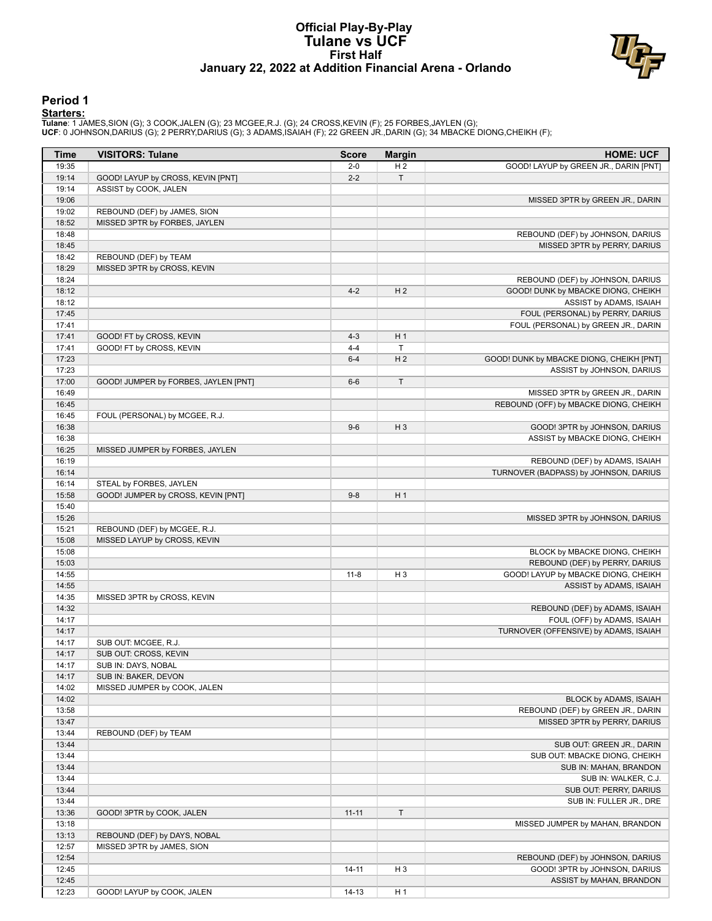# Official Play-By-Play
# Tulane vs UCF
## First Half
### January 22, 2022 at Addition Financial Arena - Orlando

## Period 1

**Starters:**

**Tulane**: 1 JAMES,SION (G); 3 COOK,JALEN (G); 23 MCGEE,R.J. (G); 24 CROSS,KEVIN (F); 25 FORBES,JAYLEN (G);
**UCF**: 0 JOHNSON,DARIUS (G); 2 PERRY,DARIUS (G); 3 ADAMS,ISAIAH (F); 22 GREEN JR.,DARIN (G); 34 MBACKE DIONG,CHEIKH (F);

| Time | VISITORS: Tulane | Score | Margin | HOME: UCF |
|---|---|---|---|---|
| 19:35 | | 2-0 | H 2 | GOOD! LAYUP by GREEN JR., DARIN [PNT] |
| 19:14 | GOOD! LAYUP by CROSS, KEVIN [PNT] | 2-2 | T | |
| 19:14 | ASSIST by COOK, JALEN | | | |
| 19:06 | | | | MISSED 3PTR by GREEN JR., DARIN |
| 19:02 | REBOUND (DEF) by JAMES, SION | | | |
| 18:52 | MISSED 3PTR by FORBES, JAYLEN | | | |
| 18:48 | | | | REBOUND (DEF) by JOHNSON, DARIUS |
| 18:45 | | | | MISSED 3PTR by PERRY, DARIUS |
| 18:42 | REBOUND (DEF) by TEAM | | | |
| 18:29 | MISSED 3PTR by CROSS, KEVIN | | | |
| 18:24 | | | | REBOUND (DEF) by JOHNSON, DARIUS |
| 18:12 | | 4-2 | H 2 | GOOD! DUNK by MBACKE DIONG, CHEIKH |
| 18:12 | | | | ASSIST by ADAMS, ISAIAH |
| 17:45 | | | | FOUL (PERSONAL) by PERRY, DARIUS |
| 17:41 | | | | FOUL (PERSONAL) by GREEN JR., DARIN |
| 17:41 | GOOD! FT by CROSS, KEVIN | 4-3 | H 1 | |
| 17:41 | GOOD! FT by CROSS, KEVIN | 4-4 | T | |
| 17:23 | | 6-4 | H 2 | GOOD! DUNK by MBACKE DIONG, CHEIKH [PNT] |
| 17:23 | | | | ASSIST by JOHNSON, DARIUS |
| 17:00 | GOOD! JUMPER by FORBES, JAYLEN [PNT] | 6-6 | T | |
| 16:49 | | | | MISSED 3PTR by GREEN JR., DARIN |
| 16:45 | | | | REBOUND (OFF) by MBACKE DIONG, CHEIKH |
| 16:45 | FOUL (PERSONAL) by MCGEE, R.J. | | | |
| 16:38 | | 9-6 | H 3 | GOOD! 3PTR by JOHNSON, DARIUS |
| 16:38 | | | | ASSIST by MBACKE DIONG, CHEIKH |
| 16:25 | MISSED JUMPER by FORBES, JAYLEN | | | |
| 16:19 | | | | REBOUND (DEF) by ADAMS, ISAIAH |
| 16:14 | | | | TURNOVER (BADPASS) by JOHNSON, DARIUS |
| 16:14 | STEAL by FORBES, JAYLEN | | | |
| 15:58 | GOOD! JUMPER by CROSS, KEVIN [PNT] | 9-8 | H 1 | |
| 15:40 | | | | |
| 15:26 | | | | MISSED 3PTR by JOHNSON, DARIUS |
| 15:21 | REBOUND (DEF) by MCGEE, R.J. | | | |
| 15:08 | MISSED LAYUP by CROSS, KEVIN | | | |
| 15:08 | | | | BLOCK by MBACKE DIONG, CHEIKH |
| 15:03 | | | | REBOUND (DEF) by PERRY, DARIUS |
| 14:55 | | 11-8 | H 3 | GOOD! LAYUP by MBACKE DIONG, CHEIKH |
| 14:55 | | | | ASSIST by ADAMS, ISAIAH |
| 14:35 | MISSED 3PTR by CROSS, KEVIN | | | |
| 14:32 | | | | REBOUND (DEF) by ADAMS, ISAIAH |
| 14:17 | | | | FOUL (OFF) by ADAMS, ISAIAH |
| 14:17 | | | | TURNOVER (OFFENSIVE) by ADAMS, ISAIAH |
| 14:17 | SUB OUT: MCGEE, R.J. | | | |
| 14:17 | SUB OUT: CROSS, KEVIN | | | |
| 14:17 | SUB IN: DAYS, NOBAL | | | |
| 14:17 | SUB IN: BAKER, DEVON | | | |
| 14:02 | MISSED JUMPER by COOK, JALEN | | | |
| 14:02 | | | | BLOCK by ADAMS, ISAIAH |
| 13:58 | | | | REBOUND (DEF) by GREEN JR., DARIN |
| 13:47 | | | | MISSED 3PTR by PERRY, DARIUS |
| 13:44 | REBOUND (DEF) by TEAM | | | |
| 13:44 | | | | SUB OUT: GREEN JR., DARIN |
| 13:44 | | | | SUB OUT: MBACKE DIONG, CHEIKH |
| 13:44 | | | | SUB IN: MAHAN, BRANDON |
| 13:44 | | | | SUB IN: WALKER, C.J. |
| 13:44 | | | | SUB OUT: PERRY, DARIUS |
| 13:44 | | | | SUB IN: FULLER JR., DRE |
| 13:36 | GOOD! 3PTR by COOK, JALEN | 11-11 | T | |
| 13:18 | | | | MISSED JUMPER by MAHAN, BRANDON |
| 13:13 | REBOUND (DEF) by DAYS, NOBAL | | | |
| 12:57 | MISSED 3PTR by JAMES, SION | | | |
| 12:54 | | | | REBOUND (DEF) by JOHNSON, DARIUS |
| 12:45 | | 14-11 | H 3 | GOOD! 3PTR by JOHNSON, DARIUS |
| 12:45 | | | | ASSIST by MAHAN, BRANDON |
| 12:23 | GOOD! LAYUP by COOK, JALEN | 14-13 | H 1 | |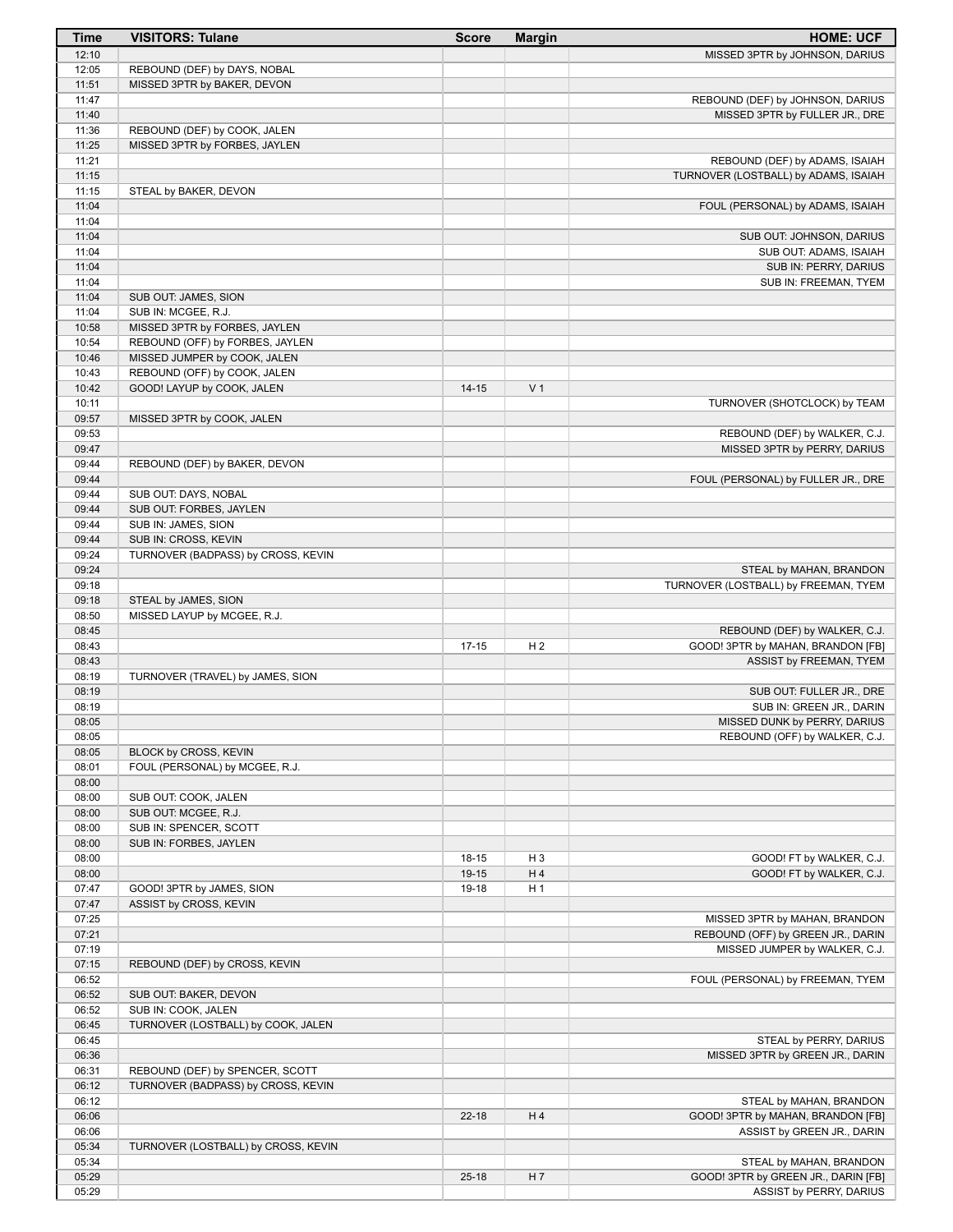| Time | VISITORS: Tulane | Score | Margin | HOME: UCF |
|---|---|---|---|---|
| 12:10 | | | | MISSED 3PTR by JOHNSON, DARIUS |
| 12:05 | REBOUND (DEF) by DAYS, NOBAL | | | |
| 11:51 | MISSED 3PTR by BAKER, DEVON | | | |
| 11:47 | | | | REBOUND (DEF) by JOHNSON, DARIUS |
| 11:40 | | | | MISSED 3PTR by FULLER JR., DRE |
| 11:36 | REBOUND (DEF) by COOK, JALEN | | | |
| 11:25 | MISSED 3PTR by FORBES, JAYLEN | | | |
| 11:21 | | | | REBOUND (DEF) by ADAMS, ISAIAH |
| 11:15 | | | | TURNOVER (LOSTBALL) by ADAMS, ISAIAH |
| 11:15 | STEAL by BAKER, DEVON | | | |
| 11:04 | | | | FOUL (PERSONAL) by ADAMS, ISAIAH |
| 11:04 | | | | |
| 11:04 | | | | SUB OUT: JOHNSON, DARIUS |
| 11:04 | | | | SUB OUT: ADAMS, ISAIAH |
| 11:04 | | | | SUB IN: PERRY, DARIUS |
| 11:04 | | | | SUB IN: FREEMAN, TYEM |
| 11:04 | SUB OUT: JAMES, SION | | | |
| 11:04 | SUB IN: MCGEE, R.J. | | | |
| 10:58 | MISSED 3PTR by FORBES, JAYLEN | | | |
| 10:54 | REBOUND (OFF) by FORBES, JAYLEN | | | |
| 10:46 | MISSED JUMPER by COOK, JALEN | | | |
| 10:43 | REBOUND (OFF) by COOK, JALEN | | | |
| 10:42 | GOOD! LAYUP by COOK, JALEN | 14-15 | V 1 | |
| 10:11 | | | | TURNOVER (SHOTCLOCK) by TEAM |
| 09:57 | MISSED 3PTR by COOK, JALEN | | | |
| 09:53 | | | | REBOUND (DEF) by WALKER, C.J. |
| 09:47 | | | | MISSED 3PTR by PERRY, DARIUS |
| 09:44 | REBOUND (DEF) by BAKER, DEVON | | | |
| 09:44 | | | | FOUL (PERSONAL) by FULLER JR., DRE |
| 09:44 | SUB OUT: DAYS, NOBAL | | | |
| 09:44 | SUB OUT: FORBES, JAYLEN | | | |
| 09:44 | SUB IN: JAMES, SION | | | |
| 09:44 | SUB IN: CROSS, KEVIN | | | |
| 09:24 | TURNOVER (BADPASS) by CROSS, KEVIN | | | |
| 09:24 | | | | STEAL by MAHAN, BRANDON |
| 09:18 | | | | TURNOVER (LOSTBALL) by FREEMAN, TYEM |
| 09:18 | STEAL by JAMES, SION | | | |
| 08:50 | MISSED LAYUP by MCGEE, R.J. | | | |
| 08:45 | | | | REBOUND (DEF) by WALKER, C.J. |
| 08:43 | | 17-15 | H 2 | GOOD! 3PTR by MAHAN, BRANDON [FB] |
| 08:43 | | | | ASSIST by FREEMAN, TYEM |
| 08:19 | TURNOVER (TRAVEL) by JAMES, SION | | | |
| 08:19 | | | | SUB OUT: FULLER JR., DRE |
| 08:19 | | | | SUB IN: GREEN JR., DARIN |
| 08:05 | | | | MISSED DUNK by PERRY, DARIUS |
| 08:05 | | | | REBOUND (OFF) by WALKER, C.J. |
| 08:05 | BLOCK by CROSS, KEVIN | | | |
| 08:01 | FOUL (PERSONAL) by MCGEE, R.J. | | | |
| 08:00 | | | | |
| 08:00 | SUB OUT: COOK, JALEN | | | |
| 08:00 | SUB OUT: MCGEE, R.J. | | | |
| 08:00 | SUB IN: SPENCER, SCOTT | | | |
| 08:00 | SUB IN: FORBES, JAYLEN | | | |
| 08:00 | | 18-15 | H 3 | GOOD! FT by WALKER, C.J. |
| 08:00 | | 19-15 | H 4 | GOOD! FT by WALKER, C.J. |
| 07:47 | GOOD! 3PTR by JAMES, SION | 19-18 | H 1 | |
| 07:47 | ASSIST by CROSS, KEVIN | | | |
| 07:25 | | | | MISSED 3PTR by MAHAN, BRANDON |
| 07:21 | | | | REBOUND (OFF) by GREEN JR., DARIN |
| 07:19 | | | | MISSED JUMPER by WALKER, C.J. |
| 07:15 | REBOUND (DEF) by CROSS, KEVIN | | | |
| 06:52 | | | | FOUL (PERSONAL) by FREEMAN, TYEM |
| 06:52 | SUB OUT: BAKER, DEVON | | | |
| 06:52 | SUB IN: COOK, JALEN | | | |
| 06:45 | TURNOVER (LOSTBALL) by COOK, JALEN | | | |
| 06:45 | | | | STEAL by PERRY, DARIUS |
| 06:36 | | | | MISSED 3PTR by GREEN JR., DARIN |
| 06:31 | REBOUND (DEF) by SPENCER, SCOTT | | | |
| 06:12 | TURNOVER (BADPASS) by CROSS, KEVIN | | | |
| 06:12 | | | | STEAL by MAHAN, BRANDON |
| 06:06 | | 22-18 | H 4 | GOOD! 3PTR by MAHAN, BRANDON [FB] |
| 06:06 | | | | ASSIST by GREEN JR., DARIN |
| 05:34 | TURNOVER (LOSTBALL) by CROSS, KEVIN | | | |
| 05:34 | | | | STEAL by MAHAN, BRANDON |
| 05:29 | | 25-18 | H 7 | GOOD! 3PTR by GREEN JR., DARIN [FB] |
| 05:29 | | | | ASSIST by PERRY, DARIUS |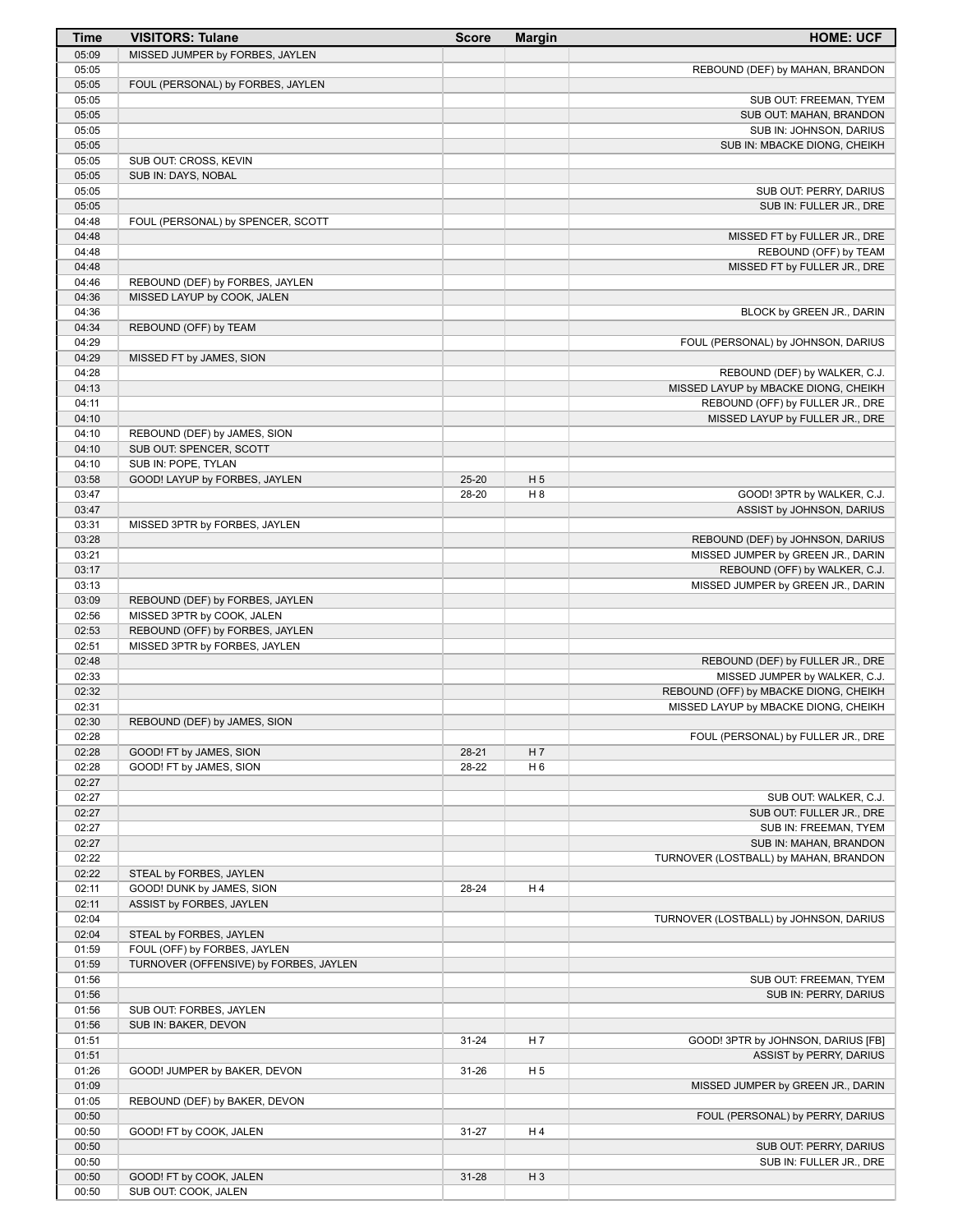| Time | VISITORS: Tulane | Score | Margin | HOME: UCF |
|---|---|---|---|---|
| 05:09 | MISSED JUMPER by FORBES, JAYLEN | | | |
| 05:05 | | | | REBOUND (DEF) by MAHAN, BRANDON |
| 05:05 | FOUL (PERSONAL) by FORBES, JAYLEN | | | |
| 05:05 | | | | SUB OUT: FREEMAN, TYEM |
| 05:05 | | | | SUB OUT: MAHAN, BRANDON |
| 05:05 | | | | SUB IN: JOHNSON, DARIUS |
| 05:05 | | | | SUB IN: MBACKE DIONG, CHEIKH |
| 05:05 | SUB OUT: CROSS, KEVIN | | | |
| 05:05 | SUB IN: DAYS, NOBAL | | | |
| 05:05 | | | | SUB OUT: PERRY, DARIUS |
| 05:05 | | | | SUB IN: FULLER JR., DRE |
| 04:48 | FOUL (PERSONAL) by SPENCER, SCOTT | | | |
| 04:48 | | | | MISSED FT by FULLER JR., DRE |
| 04:48 | | | | REBOUND (OFF) by TEAM |
| 04:48 | | | | MISSED FT by FULLER JR., DRE |
| 04:46 | REBOUND (DEF) by FORBES, JAYLEN | | | |
| 04:36 | MISSED LAYUP by COOK, JALEN | | | |
| 04:36 | | | | BLOCK by GREEN JR., DARIN |
| 04:34 | REBOUND (OFF) by TEAM | | | |
| 04:29 | | | | FOUL (PERSONAL) by JOHNSON, DARIUS |
| 04:29 | MISSED FT by JAMES, SION | | | |
| 04:28 | | | | REBOUND (DEF) by WALKER, C.J. |
| 04:13 | | | | MISSED LAYUP by MBACKE DIONG, CHEIKH |
| 04:11 | | | | REBOUND (OFF) by FULLER JR., DRE |
| 04:10 | | | | MISSED LAYUP by FULLER JR., DRE |
| 04:10 | REBOUND (DEF) by JAMES, SION | | | |
| 04:10 | SUB OUT: SPENCER, SCOTT | | | |
| 04:10 | SUB IN: POPE, TYLAN | | | |
| 03:58 | GOOD! LAYUP by FORBES, JAYLEN | 25-20 | H 5 | |
| 03:47 | | 28-20 | H 8 | GOOD! 3PTR by WALKER, C.J. |
| 03:47 | | | | ASSIST by JOHNSON, DARIUS |
| 03:31 | MISSED 3PTR by FORBES, JAYLEN | | | |
| 03:28 | | | | REBOUND (DEF) by JOHNSON, DARIUS |
| 03:21 | | | | MISSED JUMPER by GREEN JR., DARIN |
| 03:17 | | | | REBOUND (OFF) by WALKER, C.J. |
| 03:13 | | | | MISSED JUMPER by GREEN JR., DARIN |
| 03:09 | REBOUND (DEF) by FORBES, JAYLEN | | | |
| 02:56 | MISSED 3PTR by COOK, JALEN | | | |
| 02:53 | REBOUND (OFF) by FORBES, JAYLEN | | | |
| 02:51 | MISSED 3PTR by FORBES, JAYLEN | | | |
| 02:48 | | | | REBOUND (DEF) by FULLER JR., DRE |
| 02:33 | | | | MISSED JUMPER by WALKER, C.J. |
| 02:32 | | | | REBOUND (OFF) by MBACKE DIONG, CHEIKH |
| 02:31 | | | | MISSED LAYUP by MBACKE DIONG, CHEIKH |
| 02:30 | REBOUND (DEF) by JAMES, SION | | | |
| 02:28 | | | | FOUL (PERSONAL) by FULLER JR., DRE |
| 02:28 | GOOD! FT by JAMES, SION | 28-21 | H 7 | |
| 02:28 | GOOD! FT by JAMES, SION | 28-22 | H 6 | |
| 02:27 | | | | |
| 02:27 | | | | SUB OUT: WALKER, C.J. |
| 02:27 | | | | SUB OUT: FULLER JR., DRE |
| 02:27 | | | | SUB IN: FREEMAN, TYEM |
| 02:27 | | | | SUB IN: MAHAN, BRANDON |
| 02:22 | | | | TURNOVER (LOSTBALL) by MAHAN, BRANDON |
| 02:22 | STEAL by FORBES, JAYLEN | | | |
| 02:11 | GOOD! DUNK by JAMES, SION | 28-24 | H 4 | |
| 02:11 | ASSIST by FORBES, JAYLEN | | | |
| 02:04 | | | | TURNOVER (LOSTBALL) by JOHNSON, DARIUS |
| 02:04 | STEAL by FORBES, JAYLEN | | | |
| 01:59 | FOUL (OFF) by FORBES, JAYLEN | | | |
| 01:59 | TURNOVER (OFFENSIVE) by FORBES, JAYLEN | | | |
| 01:56 | | | | SUB OUT: FREEMAN, TYEM |
| 01:56 | | | | SUB IN: PERRY, DARIUS |
| 01:56 | SUB OUT: FORBES, JAYLEN | | | |
| 01:56 | SUB IN: BAKER, DEVON | | | |
| 01:51 | | 31-24 | H 7 | GOOD! 3PTR by JOHNSON, DARIUS [FB] |
| 01:51 | | | | ASSIST by PERRY, DARIUS |
| 01:26 | GOOD! JUMPER by BAKER, DEVON | 31-26 | H 5 | |
| 01:09 | | | | MISSED JUMPER by GREEN JR., DARIN |
| 01:05 | REBOUND (DEF) by BAKER, DEVON | | | |
| 00:50 | | | | FOUL (PERSONAL) by PERRY, DARIUS |
| 00:50 | GOOD! FT by COOK, JALEN | 31-27 | H 4 | |
| 00:50 | | | | SUB OUT: PERRY, DARIUS |
| 00:50 | | | | SUB IN: FULLER JR., DRE |
| 00:50 | GOOD! FT by COOK, JALEN | 31-28 | H 3 | |
| 00:50 | SUB OUT: COOK, JALEN | | | |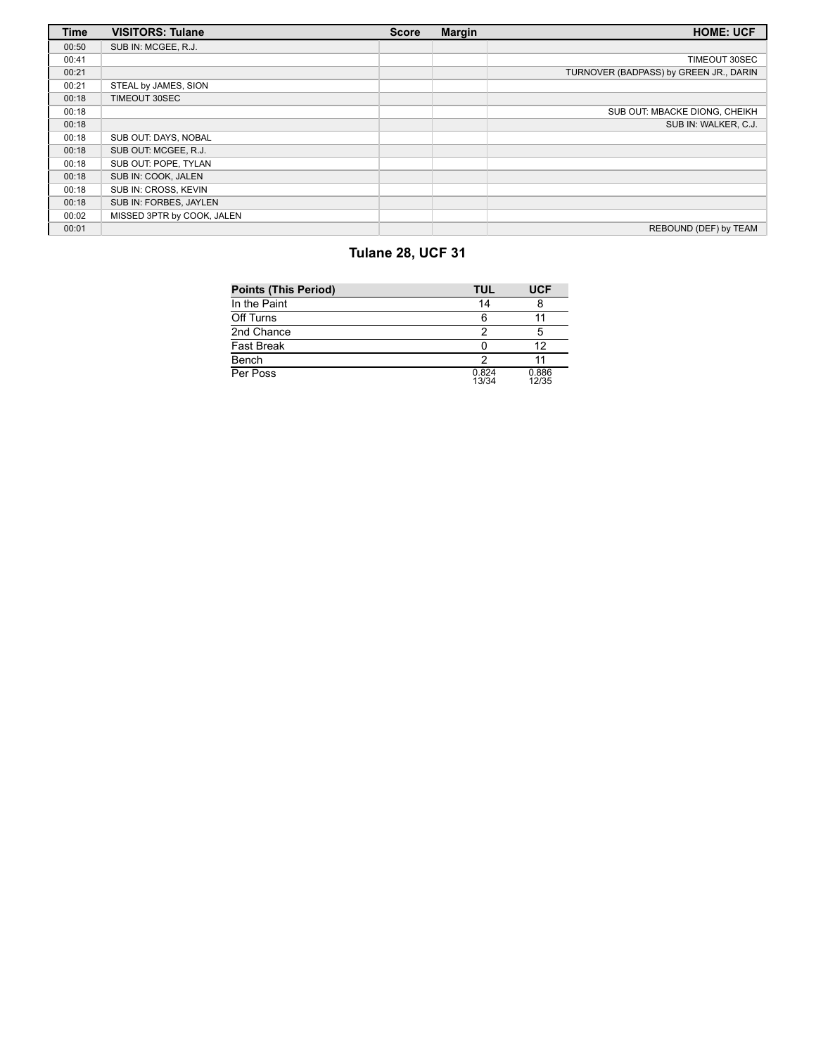| Time | VISITORS: Tulane | Score | Margin | HOME: UCF |
| --- | --- | --- | --- | --- |
| 00:50 | SUB IN: MCGEE, R.J. | | | |
| 00:41 | | | | TIMEOUT 30SEC |
| 00:21 | | | | TURNOVER (BADPASS) by GREEN JR., DARIN |
| 00:21 | STEAL by JAMES, SION | | | |
| 00:18 | TIMEOUT 30SEC | | | |
| 00:18 | | | | SUB OUT: MBACKE DIONG, CHEIKH |
| 00:18 | | | | SUB IN: WALKER, C.J. |
| 00:18 | SUB OUT: DAYS, NOBAL | | | |
| 00:18 | SUB OUT: MCGEE, R.J. | | | |
| 00:18 | SUB OUT: POPE, TYLAN | | | |
| 00:18 | SUB IN: COOK, JALEN | | | |
| 00:18 | SUB IN: CROSS, KEVIN | | | |
| 00:18 | SUB IN: FORBES, JAYLEN | | | |
| 00:02 | MISSED 3PTR by COOK, JALEN | | | |
| 00:01 | | | | REBOUND (DEF) by TEAM |

## Tulane 28, UCF 31

| Points (This Period) | TUL | UCF |
| --- | --- | --- |
| In the Paint | 14 | 8 |
| Off Turns | 6 | 11 |
| 2nd Chance | 2 | 5 |
| Fast Break | 0 | 12 |
| Bench | 2 | 11 |
| Per Poss | 0.824 13/34 | 0.886 12/35 |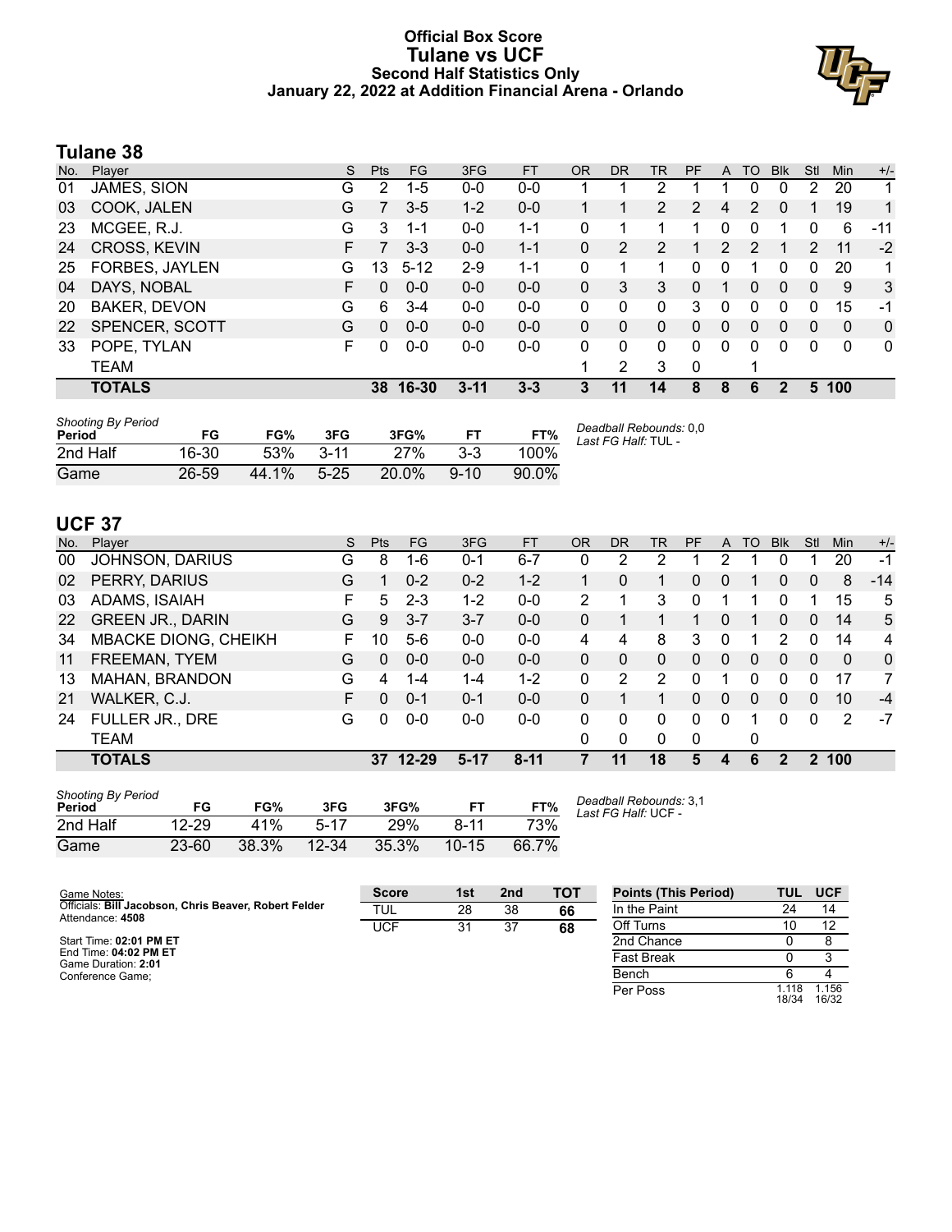# Official Box Score
## Tulane vs UCF
### Second Half Statistics Only
### January 22, 2022 at Addition Financial Arena - Orlando

## Tulane 38

| No. | Player | S | Pts | FG | 3FG | FT | OR | DR | TR | PF | A | TO | Blk | Stl | Min | +/- |
|---|---|---|---|---|---|---|---|---|---|---|---|---|---|---|---|---|
| 01 | JAMES, SION | G | 2 | 1-5 | 0-0 | 0-0 | 1 | 1 | 2 | 1 | 1 | 0 | 0 | 2 | 20 | 1 |
| 03 | COOK, JALEN | G | 7 | 3-5 | 1-2 | 0-0 | 1 | 1 | 2 | 2 | 4 | 2 | 0 | 1 | 19 | 1 |
| 23 | MCGEE, R.J. | G | 3 | 1-1 | 0-0 | 1-1 | 0 | 1 | 1 | 1 | 0 | 0 | 1 | 0 | 6 | -11 |
| 24 | CROSS, KEVIN | F | 7 | 3-3 | 0-0 | 1-1 | 0 | 2 | 2 | 1 | 2 | 2 | 1 | 2 | 11 | -2 |
| 25 | FORBES, JAYLEN | G | 13 | 5-12 | 2-9 | 1-1 | 0 | 1 | 1 | 0 | 0 | 1 | 0 | 0 | 20 | 1 |
| 04 | DAYS, NOBAL | F | 0 | 0-0 | 0-0 | 0-0 | 0 | 3 | 3 | 0 | 1 | 0 | 0 | 0 | 9 | 3 |
| 20 | BAKER, DEVON | G | 6 | 3-4 | 0-0 | 0-0 | 0 | 0 | 0 | 3 | 0 | 0 | 0 | 0 | 15 | -1 |
| 22 | SPENCER, SCOTT | G | 0 | 0-0 | 0-0 | 0-0 | 0 | 0 | 0 | 0 | 0 | 0 | 0 | 0 | 0 | 0 |
| 33 | POPE, TYLAN | F | 0 | 0-0 | 0-0 | 0-0 | 0 | 0 | 0 | 0 | 0 | 0 | 0 | 0 | 0 | 0 |
| | TEAM | | | | | | 1 | 2 | 3 | 0 | | 1 | | | | |
| | **TOTALS** | | **38** | **16-30** | **3-11** | **3-3** | **3** | **11** | **14** | **8** | **8** | **6** | **2** | **5** | **100** | |

| Shooting By Period Period | FG | FG% | 3FG | 3FG% | FT | FT% |
|---|---|---|---|---|---|---|
| 2nd Half | 16-30 | 53% | 3-11 | 27% | 3-3 | 100% |
| Game | 26-59 | 44.1% | 5-25 | 20.0% | 9-10 | 90.0% |

*Deadball Rebounds:* 0,0
*Last FG Half:* TUL -

## UCF 37

| No. | Player | S | Pts | FG | 3FG | FT | OR | DR | TR | PF | A | TO | Blk | Stl | Min | +/- |
|---|---|---|---|---|---|---|---|---|---|---|---|---|---|---|---|---|
| 00 | JOHNSON, DARIUS | G | 8 | 1-6 | 0-1 | 6-7 | 0 | 2 | 2 | 1 | 2 | 1 | 0 | 1 | 20 | -1 |
| 02 | PERRY, DARIUS | G | 1 | 0-2 | 0-2 | 1-2 | 1 | 0 | 1 | 0 | 0 | 1 | 0 | 0 | 8 | -14 |
| 03 | ADAMS, ISAIAH | F | 5 | 2-3 | 1-2 | 0-0 | 2 | 1 | 3 | 0 | 1 | 1 | 0 | 1 | 15 | 5 |
| 22 | GREEN JR., DARIN | G | 9 | 3-7 | 3-7 | 0-0 | 0 | 1 | 1 | 1 | 0 | 1 | 0 | 0 | 14 | 5 |
| 34 | MBACKE DIONG, CHEIKH | F | 10 | 5-6 | 0-0 | 0-0 | 4 | 4 | 8 | 3 | 0 | 1 | 2 | 0 | 14 | 4 |
| 11 | FREEMAN, TYEM | G | 0 | 0-0 | 0-0 | 0-0 | 0 | 0 | 0 | 0 | 0 | 0 | 0 | 0 | 0 | 0 |
| 13 | MAHAN, BRANDON | G | 4 | 1-4 | 1-4 | 1-2 | 0 | 2 | 2 | 0 | 1 | 0 | 0 | 0 | 17 | 7 |
| 21 | WALKER, C.J. | F | 0 | 0-1 | 0-1 | 0-0 | 0 | 1 | 1 | 0 | 0 | 0 | 0 | 0 | 10 | -4 |
| 24 | FULLER JR., DRE | G | 0 | 0-0 | 0-0 | 0-0 | 0 | 0 | 0 | 0 | 0 | 1 | 0 | 0 | 2 | -7 |
| | TEAM | | | | | | 0 | 0 | 0 | 0 | | 0 | | | | |
| | **TOTALS** | | **37** | **12-29** | **5-17** | **8-11** | **7** | **11** | **18** | **5** | **4** | **6** | **2** | **2** | **100** | |

| Shooting By Period Period | FG | FG% | 3FG | 3FG% | FT | FT% |
|---|---|---|---|---|---|---|
| 2nd Half | 12-29 | 41% | 5-17 | 29% | 8-11 | 73% |
| Game | 23-60 | 38.3% | 12-34 | 35.3% | 10-15 | 66.7% |

*Deadball Rebounds:* 3,1
*Last FG Half:* UCF -

Game Notes:
Officials: **Bill Jacobson, Chris Beaver, Robert Felder**
Attendance: **4508**

Start Time: **02:01 PM ET**
End Time: **04:02 PM ET**
Game Duration: **2:01**
Conference Game;

| Score | 1st | 2nd | TOT |
|---|---|---|---|
| TUL | 28 | 38 | **66** |
| UCF | 31 | 37 | **68** |

| Points (This Period) | TUL | UCF |
|---|---|---|
| In the Paint | 24 | 14 |
| Off Turns | 10 | 12 |
| 2nd Chance | 0 | 8 |
| Fast Break | 0 | 3 |
| Bench | 6 | 4 |
| Per Poss | 1.118 18/34 | 1.156 16/32 |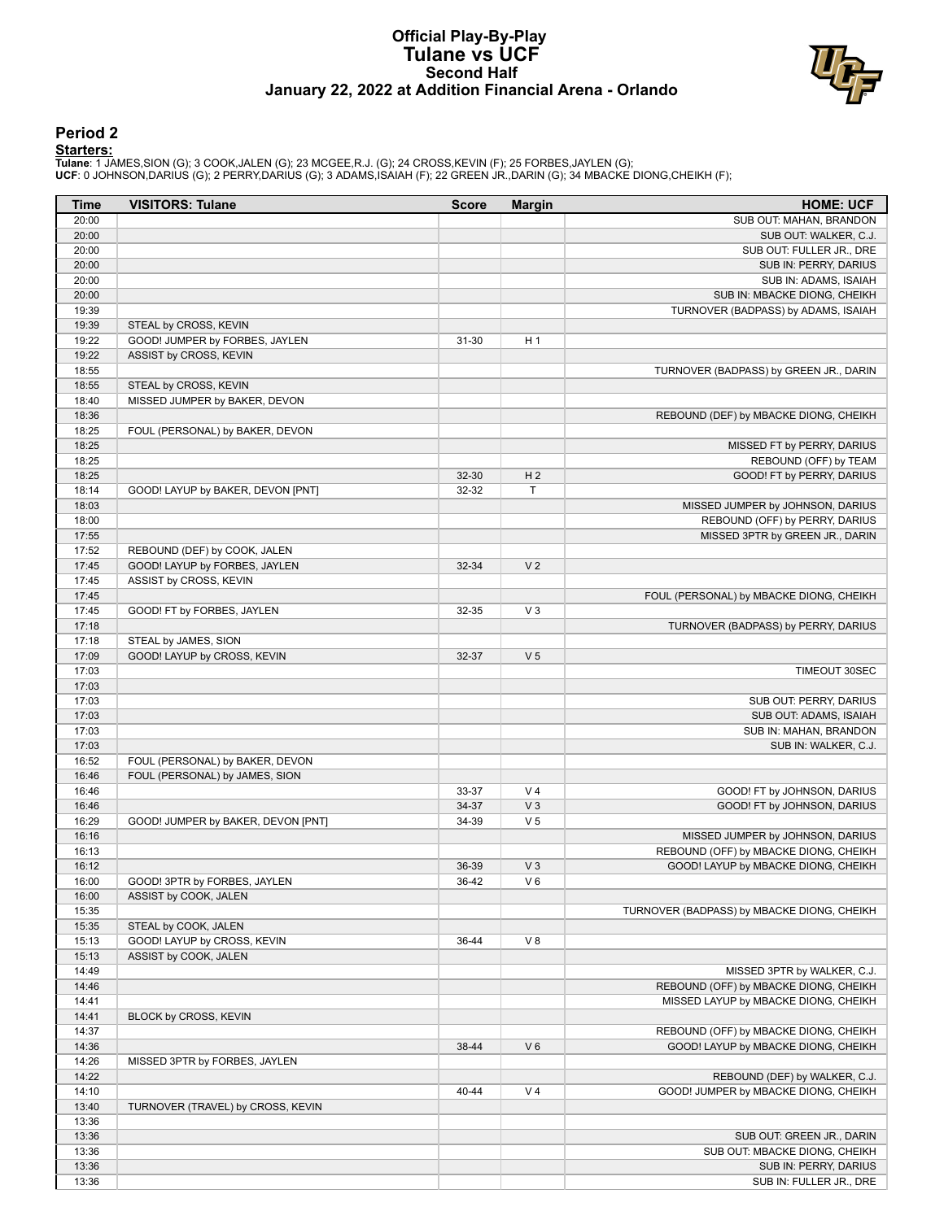# Official Play-By-Play
# Tulane vs UCF
## Second Half
### January 22, 2022 at Addition Financial Arena - Orlando

## Period 2

**Starters:**

**Tulane**: 1 JAMES,SION (G); 3 COOK,JALEN (G); 23 MCGEE,R.J. (G); 24 CROSS,KEVIN (F); 25 FORBES,JAYLEN (G);
**UCF**: 0 JOHNSON,DARIUS (G); 2 PERRY,DARIUS (G); 3 ADAMS,ISAIAH (F); 22 GREEN JR.,DARIN (G); 34 MBACKE DIONG,CHEIKH (F);

| Time | VISITORS: Tulane | Score | Margin | HOME: UCF |
|---|---|---|---|---|
| 20:00 | | | | SUB OUT: MAHAN, BRANDON |
| 20:00 | | | | SUB OUT: WALKER, C.J. |
| 20:00 | | | | SUB OUT: FULLER JR., DRE |
| 20:00 | | | | SUB IN: PERRY, DARIUS |
| 20:00 | | | | SUB IN: ADAMS, ISAIAH |
| 20:00 | | | | SUB IN: MBACKE DIONG, CHEIKH |
| 19:39 | | | | TURNOVER (BADPASS) by ADAMS, ISAIAH |
| 19:39 | STEAL by CROSS, KEVIN | | | |
| 19:22 | GOOD! JUMPER by FORBES, JAYLEN | 31-30 | H 1 | |
| 19:22 | ASSIST by CROSS, KEVIN | | | |
| 18:55 | | | | TURNOVER (BADPASS) by GREEN JR., DARIN |
| 18:55 | STEAL by CROSS, KEVIN | | | |
| 18:40 | MISSED JUMPER by BAKER, DEVON | | | |
| 18:36 | | | | REBOUND (DEF) by MBACKE DIONG, CHEIKH |
| 18:25 | FOUL (PERSONAL) by BAKER, DEVON | | | |
| 18:25 | | | | MISSED FT by PERRY, DARIUS |
| 18:25 | | | | REBOUND (OFF) by TEAM |
| 18:25 | | 32-30 | H 2 | GOOD! FT by PERRY, DARIUS |
| 18:14 | GOOD! LAYUP by BAKER, DEVON [PNT] | 32-32 | T | |
| 18:03 | | | | MISSED JUMPER by JOHNSON, DARIUS |
| 18:00 | | | | REBOUND (OFF) by PERRY, DARIUS |
| 17:55 | | | | MISSED 3PTR by GREEN JR., DARIN |
| 17:52 | REBOUND (DEF) by COOK, JALEN | | | |
| 17:45 | GOOD! LAYUP by FORBES, JAYLEN | 32-34 | V 2 | |
| 17:45 | ASSIST by CROSS, KEVIN | | | |
| 17:45 | | | | FOUL (PERSONAL) by MBACKE DIONG, CHEIKH |
| 17:45 | GOOD! FT by FORBES, JAYLEN | 32-35 | V 3 | |
| 17:18 | | | | TURNOVER (BADPASS) by PERRY, DARIUS |
| 17:18 | STEAL by JAMES, SION | | | |
| 17:09 | GOOD! LAYUP by CROSS, KEVIN | 32-37 | V 5 | |
| 17:03 | | | | TIMEOUT 30SEC |
| 17:03 | | | | |
| 17:03 | | | | SUB OUT: PERRY, DARIUS |
| 17:03 | | | | SUB OUT: ADAMS, ISAIAH |
| 17:03 | | | | SUB IN: MAHAN, BRANDON |
| 17:03 | | | | SUB IN: WALKER, C.J. |
| 16:52 | FOUL (PERSONAL) by BAKER, DEVON | | | |
| 16:46 | FOUL (PERSONAL) by JAMES, SION | | | |
| 16:46 | | 33-37 | V 4 | GOOD! FT by JOHNSON, DARIUS |
| 16:46 | | 34-37 | V 3 | GOOD! FT by JOHNSON, DARIUS |
| 16:29 | GOOD! JUMPER by BAKER, DEVON [PNT] | 34-39 | V 5 | |
| 16:16 | | | | MISSED JUMPER by JOHNSON, DARIUS |
| 16:13 | | | | REBOUND (OFF) by MBACKE DIONG, CHEIKH |
| 16:12 | | 36-39 | V 3 | GOOD! LAYUP by MBACKE DIONG, CHEIKH |
| 16:00 | GOOD! 3PTR by FORBES, JAYLEN | 36-42 | V 6 | |
| 16:00 | ASSIST by COOK, JALEN | | | |
| 15:35 | | | | TURNOVER (BADPASS) by MBACKE DIONG, CHEIKH |
| 15:35 | STEAL by COOK, JALEN | | | |
| 15:13 | GOOD! LAYUP by CROSS, KEVIN | 36-44 | V 8 | |
| 15:13 | ASSIST by COOK, JALEN | | | |
| 14:49 | | | | MISSED 3PTR by WALKER, C.J. |
| 14:46 | | | | REBOUND (OFF) by MBACKE DIONG, CHEIKH |
| 14:41 | | | | MISSED LAYUP by MBACKE DIONG, CHEIKH |
| 14:41 | BLOCK by CROSS, KEVIN | | | |
| 14:37 | | | | REBOUND (OFF) by MBACKE DIONG, CHEIKH |
| 14:36 | | 38-44 | V 6 | GOOD! LAYUP by MBACKE DIONG, CHEIKH |
| 14:26 | MISSED 3PTR by FORBES, JAYLEN | | | |
| 14:22 | | | | REBOUND (DEF) by WALKER, C.J. |
| 14:10 | | 40-44 | V 4 | GOOD! JUMPER by MBACKE DIONG, CHEIKH |
| 13:40 | TURNOVER (TRAVEL) by CROSS, KEVIN | | | |
| 13:36 | | | | |
| 13:36 | | | | SUB OUT: GREEN JR., DARIN |
| 13:36 | | | | SUB OUT: MBACKE DIONG, CHEIKH |
| 13:36 | | | | SUB IN: PERRY, DARIUS |
| 13:36 | | | | SUB IN: FULLER JR., DRE |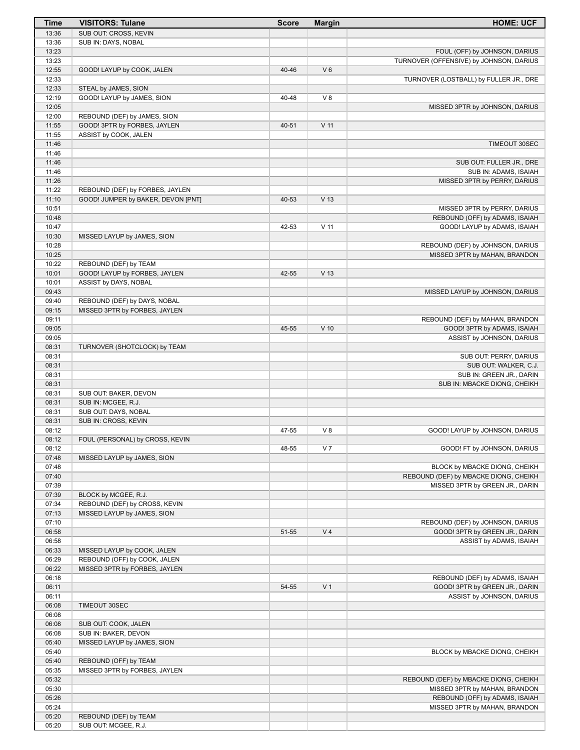| Time | VISITORS: Tulane | Score | Margin | HOME: UCF |
|---|---|---|---|---|
| 13:36 | SUB OUT: CROSS, KEVIN | | | |
| 13:36 | SUB IN: DAYS, NOBAL | | | |
| 13:23 | | | | FOUL (OFF) by JOHNSON, DARIUS |
| 13:23 | | | | TURNOVER (OFFENSIVE) by JOHNSON, DARIUS |
| 12:55 | GOOD! LAYUP by COOK, JALEN | 40-46 | V 6 | |
| 12:33 | | | | TURNOVER (LOSTBALL) by FULLER JR., DRE |
| 12:33 | STEAL by JAMES, SION | | | |
| 12:19 | GOOD! LAYUP by JAMES, SION | 40-48 | V 8 | |
| 12:05 | | | | MISSED 3PTR by JOHNSON, DARIUS |
| 12:00 | REBOUND (DEF) by JAMES, SION | | | |
| 11:55 | GOOD! 3PTR by FORBES, JAYLEN | 40-51 | V 11 | |
| 11:55 | ASSIST by COOK, JALEN | | | |
| 11:46 | | | | TIMEOUT 30SEC |
| 11:46 | | | | |
| 11:46 | | | | SUB OUT: FULLER JR., DRE |
| 11:46 | | | | SUB IN: ADAMS, ISAIAH |
| 11:26 | | | | MISSED 3PTR by PERRY, DARIUS |
| 11:22 | REBOUND (DEF) by FORBES, JAYLEN | | | |
| 11:10 | GOOD! JUMPER by BAKER, DEVON [PNT] | 40-53 | V 13 | |
| 10:51 | | | | MISSED 3PTR by PERRY, DARIUS |
| 10:48 | | | | REBOUND (OFF) by ADAMS, ISAIAH |
| 10:47 | | 42-53 | V 11 | GOOD! LAYUP by ADAMS, ISAIAH |
| 10:30 | MISSED LAYUP by JAMES, SION | | | |
| 10:28 | | | | REBOUND (DEF) by JOHNSON, DARIUS |
| 10:25 | | | | MISSED 3PTR by MAHAN, BRANDON |
| 10:22 | REBOUND (DEF) by TEAM | | | |
| 10:01 | GOOD! LAYUP by FORBES, JAYLEN | 42-55 | V 13 | |
| 10:01 | ASSIST by DAYS, NOBAL | | | |
| 09:43 | | | | MISSED LAYUP by JOHNSON, DARIUS |
| 09:40 | REBOUND (DEF) by DAYS, NOBAL | | | |
| 09:15 | MISSED 3PTR by FORBES, JAYLEN | | | |
| 09:11 | | | | REBOUND (DEF) by MAHAN, BRANDON |
| 09:05 | | 45-55 | V 10 | GOOD! 3PTR by ADAMS, ISAIAH |
| 09:05 | | | | ASSIST by JOHNSON, DARIUS |
| 08:31 | TURNOVER (SHOTCLOCK) by TEAM | | | |
| 08:31 | | | | SUB OUT: PERRY, DARIUS |
| 08:31 | | | | SUB OUT: WALKER, C.J. |
| 08:31 | | | | SUB IN: GREEN JR., DARIN |
| 08:31 | | | | SUB IN: MBACKE DIONG, CHEIKH |
| 08:31 | SUB OUT: BAKER, DEVON | | | |
| 08:31 | SUB IN: MCGEE, R.J. | | | |
| 08:31 | SUB OUT: DAYS, NOBAL | | | |
| 08:31 | SUB IN: CROSS, KEVIN | | | |
| 08:12 | | 47-55 | V 8 | GOOD! LAYUP by JOHNSON, DARIUS |
| 08:12 | FOUL (PERSONAL) by CROSS, KEVIN | | | |
| 08:12 | | 48-55 | V 7 | GOOD! FT by JOHNSON, DARIUS |
| 07:48 | MISSED LAYUP by JAMES, SION | | | |
| 07:48 | | | | BLOCK by MBACKE DIONG, CHEIKH |
| 07:40 | | | | REBOUND (DEF) by MBACKE DIONG, CHEIKH |
| 07:39 | | | | MISSED 3PTR by GREEN JR., DARIN |
| 07:39 | BLOCK by MCGEE, R.J. | | | |
| 07:34 | REBOUND (DEF) by CROSS, KEVIN | | | |
| 07:13 | MISSED LAYUP by JAMES, SION | | | |
| 07:10 | | | | REBOUND (DEF) by JOHNSON, DARIUS |
| 06:58 | | 51-55 | V 4 | GOOD! 3PTR by GREEN JR., DARIN |
| 06:58 | | | | ASSIST by ADAMS, ISAIAH |
| 06:33 | MISSED LAYUP by COOK, JALEN | | | |
| 06:29 | REBOUND (OFF) by COOK, JALEN | | | |
| 06:22 | MISSED 3PTR by FORBES, JAYLEN | | | |
| 06:18 | | | | REBOUND (DEF) by ADAMS, ISAIAH |
| 06:11 | | 54-55 | V 1 | GOOD! 3PTR by GREEN JR., DARIN |
| 06:11 | | | | ASSIST by JOHNSON, DARIUS |
| 06:08 | TIMEOUT 30SEC | | | |
| 06:08 | | | | |
| 06:08 | SUB OUT: COOK, JALEN | | | |
| 06:08 | SUB IN: BAKER, DEVON | | | |
| 05:40 | MISSED LAYUP by JAMES, SION | | | |
| 05:40 | | | | BLOCK by MBACKE DIONG, CHEIKH |
| 05:40 | REBOUND (OFF) by TEAM | | | |
| 05:35 | MISSED 3PTR by FORBES, JAYLEN | | | |
| 05:32 | | | | REBOUND (DEF) by MBACKE DIONG, CHEIKH |
| 05:30 | | | | MISSED 3PTR by MAHAN, BRANDON |
| 05:26 | | | | REBOUND (OFF) by ADAMS, ISAIAH |
| 05:24 | | | | MISSED 3PTR by MAHAN, BRANDON |
| 05:20 | REBOUND (DEF) by TEAM | | | |
| 05:20 | SUB OUT: MCGEE, R.J. | | | |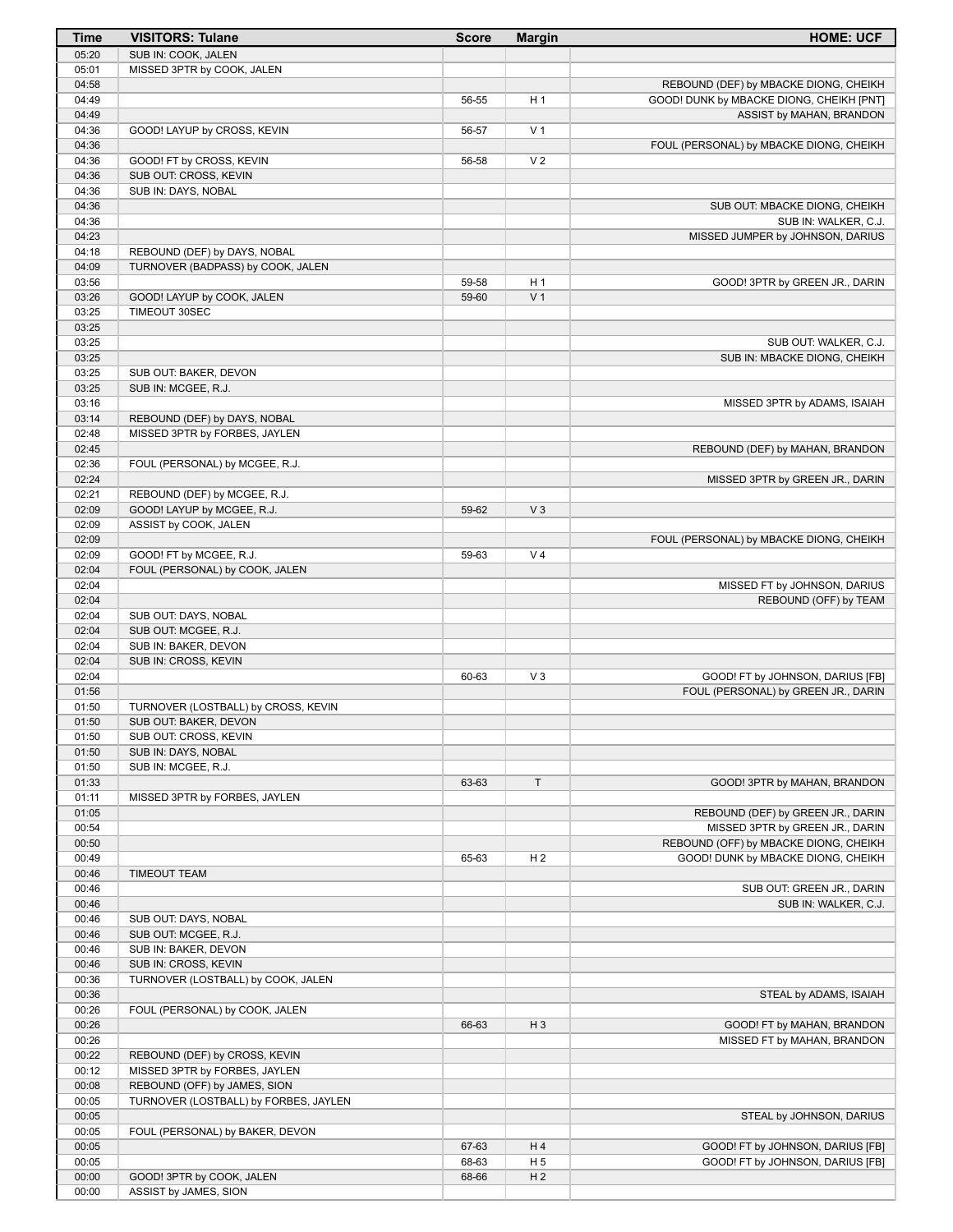| Time | VISITORS: Tulane | Score | Margin | HOME: UCF |
|---|---|---|---|---|
| 05:20 | SUB IN: COOK, JALEN | | | |
| 05:01 | MISSED 3PTR by COOK, JALEN | | | |
| 04:58 | | | | REBOUND (DEF) by MBACKE DIONG, CHEIKH |
| 04:49 | | 56-55 | H 1 | GOOD! DUNK by MBACKE DIONG, CHEIKH [PNT] |
| 04:49 | | | | ASSIST by MAHAN, BRANDON |
| 04:36 | GOOD! LAYUP by CROSS, KEVIN | 56-57 | V 1 | |
| 04:36 | | | | FOUL (PERSONAL) by MBACKE DIONG, CHEIKH |
| 04:36 | GOOD! FT by CROSS, KEVIN | 56-58 | V 2 | |
| 04:36 | SUB OUT: CROSS, KEVIN | | | |
| 04:36 | SUB IN: DAYS, NOBAL | | | |
| 04:36 | | | | SUB OUT: MBACKE DIONG, CHEIKH |
| 04:36 | | | | SUB IN: WALKER, C.J. |
| 04:23 | | | | MISSED JUMPER by JOHNSON, DARIUS |
| 04:18 | REBOUND (DEF) by DAYS, NOBAL | | | |
| 04:09 | TURNOVER (BADPASS) by COOK, JALEN | | | |
| 03:56 | | 59-58 | H 1 | GOOD! 3PTR by GREEN JR., DARIN |
| 03:26 | GOOD! LAYUP by COOK, JALEN | 59-60 | V 1 | |
| 03:25 | TIMEOUT 30SEC | | | |
| 03:25 | | | | |
| 03:25 | | | | SUB OUT: WALKER, C.J. |
| 03:25 | | | | SUB IN: MBACKE DIONG, CHEIKH |
| 03:25 | SUB OUT: BAKER, DEVON | | | |
| 03:25 | SUB IN: MCGEE, R.J. | | | |
| 03:16 | | | | MISSED 3PTR by ADAMS, ISAIAH |
| 03:14 | REBOUND (DEF) by DAYS, NOBAL | | | |
| 02:48 | MISSED 3PTR by FORBES, JAYLEN | | | |
| 02:45 | | | | REBOUND (DEF) by MAHAN, BRANDON |
| 02:36 | FOUL (PERSONAL) by MCGEE, R.J. | | | |
| 02:24 | | | | MISSED 3PTR by GREEN JR., DARIN |
| 02:21 | REBOUND (DEF) by MCGEE, R.J. | | | |
| 02:09 | GOOD! LAYUP by MCGEE, R.J. | 59-62 | V 3 | |
| 02:09 | ASSIST by COOK, JALEN | | | |
| 02:09 | | | | FOUL (PERSONAL) by MBACKE DIONG, CHEIKH |
| 02:09 | GOOD! FT by MCGEE, R.J. | 59-63 | V 4 | |
| 02:04 | FOUL (PERSONAL) by COOK, JALEN | | | |
| 02:04 | | | | MISSED FT by JOHNSON, DARIUS |
| 02:04 | | | | REBOUND (OFF) by TEAM |
| 02:04 | SUB OUT: DAYS, NOBAL | | | |
| 02:04 | SUB OUT: MCGEE, R.J. | | | |
| 02:04 | SUB IN: BAKER, DEVON | | | |
| 02:04 | SUB IN: CROSS, KEVIN | | | |
| 02:04 | | 60-63 | V 3 | GOOD! FT by JOHNSON, DARIUS [FB] |
| 01:56 | | | | FOUL (PERSONAL) by GREEN JR., DARIN |
| 01:50 | TURNOVER (LOSTBALL) by CROSS, KEVIN | | | |
| 01:50 | SUB OUT: BAKER, DEVON | | | |
| 01:50 | SUB OUT: CROSS, KEVIN | | | |
| 01:50 | SUB IN: DAYS, NOBAL | | | |
| 01:50 | SUB IN: MCGEE, R.J. | | | |
| 01:33 | | 63-63 | T | GOOD! 3PTR by MAHAN, BRANDON |
| 01:11 | MISSED 3PTR by FORBES, JAYLEN | | | |
| 01:05 | | | | REBOUND (DEF) by GREEN JR., DARIN |
| 00:54 | | | | MISSED 3PTR by GREEN JR., DARIN |
| 00:50 | | | | REBOUND (OFF) by MBACKE DIONG, CHEIKH |
| 00:49 | | 65-63 | H 2 | GOOD! DUNK by MBACKE DIONG, CHEIKH |
| 00:46 | TIMEOUT TEAM | | | |
| 00:46 | | | | SUB OUT: GREEN JR., DARIN |
| 00:46 | | | | SUB IN: WALKER, C.J. |
| 00:46 | SUB OUT: DAYS, NOBAL | | | |
| 00:46 | SUB OUT: MCGEE, R.J. | | | |
| 00:46 | SUB IN: BAKER, DEVON | | | |
| 00:46 | SUB IN: CROSS, KEVIN | | | |
| 00:36 | TURNOVER (LOSTBALL) by COOK, JALEN | | | |
| 00:36 | | | | STEAL by ADAMS, ISAIAH |
| 00:26 | FOUL (PERSONAL) by COOK, JALEN | | | |
| 00:26 | | 66-63 | H 3 | GOOD! FT by MAHAN, BRANDON |
| 00:26 | | | | MISSED FT by MAHAN, BRANDON |
| 00:22 | REBOUND (DEF) by CROSS, KEVIN | | | |
| 00:12 | MISSED 3PTR by FORBES, JAYLEN | | | |
| 00:08 | REBOUND (OFF) by JAMES, SION | | | |
| 00:05 | TURNOVER (LOSTBALL) by FORBES, JAYLEN | | | |
| 00:05 | | | | STEAL by JOHNSON, DARIUS |
| 00:05 | FOUL (PERSONAL) by BAKER, DEVON | | | |
| 00:05 | | 67-63 | H 4 | GOOD! FT by JOHNSON, DARIUS [FB] |
| 00:05 | | 68-63 | H 5 | GOOD! FT by JOHNSON, DARIUS [FB] |
| 00:00 | GOOD! 3PTR by COOK, JALEN | 68-66 | H 2 | |
| 00:00 | ASSIST by JAMES, SION | | | |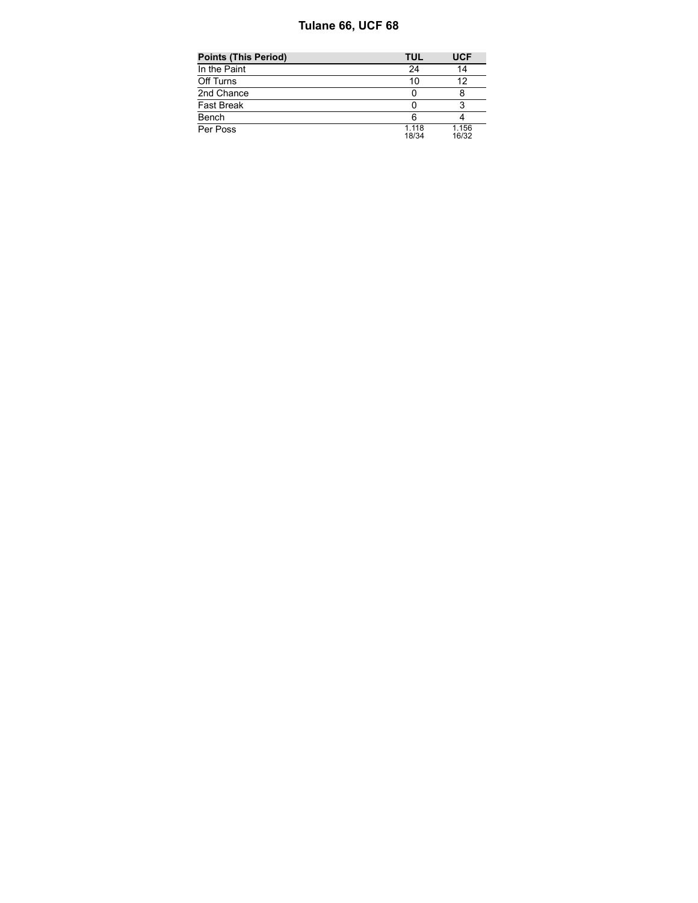# Tulane 66, UCF 68

| Points (This Period) | TUL | UCF |
| --- | --- | --- |
| In the Paint | 24 | 14 |
| Off Turns | 10 | 12 |
| 2nd Chance | 0 | 8 |
| Fast Break | 0 | 3 |
| Bench | 6 | 4 |
| Per Poss | 1.118 18/34 | 1.156 16/32 |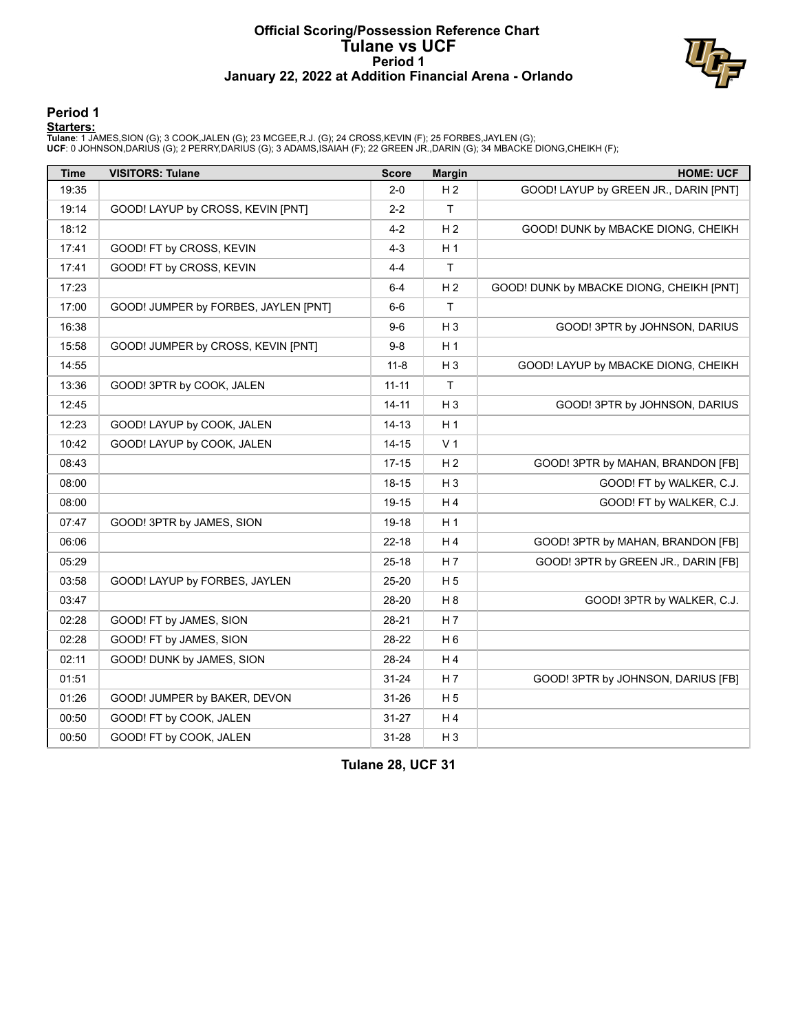# Official Scoring/Possession Reference Chart
## Tulane vs UCF
### Period 1
### January 22, 2022 at Addition Financial Arena - Orlando

## Period 1

**Starters:**

**Tulane**: 1 JAMES,SION (G); 3 COOK,JALEN (G); 23 MCGEE,R.J. (G); 24 CROSS,KEVIN (F); 25 FORBES,JAYLEN (G);
**UCF**: 0 JOHNSON,DARIUS (G); 2 PERRY,DARIUS (G); 3 ADAMS,ISAIAH (F); 22 GREEN JR.,DARIN (G); 34 MBACKE DIONG,CHEIKH (F);

| Time | VISITORS: Tulane | Score | Margin | HOME: UCF |
|---|---|---|---|---|
| 19:35 | | 2-0 | H 2 | GOOD! LAYUP by GREEN JR., DARIN [PNT] |
| 19:14 | GOOD! LAYUP by CROSS, KEVIN [PNT] | 2-2 | T | |
| 18:12 | | 4-2 | H 2 | GOOD! DUNK by MBACKE DIONG, CHEIKH |
| 17:41 | GOOD! FT by CROSS, KEVIN | 4-3 | H 1 | |
| 17:41 | GOOD! FT by CROSS, KEVIN | 4-4 | T | |
| 17:23 | | 6-4 | H 2 | GOOD! DUNK by MBACKE DIONG, CHEIKH [PNT] |
| 17:00 | GOOD! JUMPER by FORBES, JAYLEN [PNT] | 6-6 | T | |
| 16:38 | | 9-6 | H 3 | GOOD! 3PTR by JOHNSON, DARIUS |
| 15:58 | GOOD! JUMPER by CROSS, KEVIN [PNT] | 9-8 | H 1 | |
| 14:55 | | 11-8 | H 3 | GOOD! LAYUP by MBACKE DIONG, CHEIKH |
| 13:36 | GOOD! 3PTR by COOK, JALEN | 11-11 | T | |
| 12:45 | | 14-11 | H 3 | GOOD! 3PTR by JOHNSON, DARIUS |
| 12:23 | GOOD! LAYUP by COOK, JALEN | 14-13 | H 1 | |
| 10:42 | GOOD! LAYUP by COOK, JALEN | 14-15 | V 1 | |
| 08:43 | | 17-15 | H 2 | GOOD! 3PTR by MAHAN, BRANDON [FB] |
| 08:00 | | 18-15 | H 3 | GOOD! FT by WALKER, C.J. |
| 08:00 | | 19-15 | H 4 | GOOD! FT by WALKER, C.J. |
| 07:47 | GOOD! 3PTR by JAMES, SION | 19-18 | H 1 | |
| 06:06 | | 22-18 | H 4 | GOOD! 3PTR by MAHAN, BRANDON [FB] |
| 05:29 | | 25-18 | H 7 | GOOD! 3PTR by GREEN JR., DARIN [FB] |
| 03:58 | GOOD! LAYUP by FORBES, JAYLEN | 25-20 | H 5 | |
| 03:47 | | 28-20 | H 8 | GOOD! 3PTR by WALKER, C.J. |
| 02:28 | GOOD! FT by JAMES, SION | 28-21 | H 7 | |
| 02:28 | GOOD! FT by JAMES, SION | 28-22 | H 6 | |
| 02:11 | GOOD! DUNK by JAMES, SION | 28-24 | H 4 | |
| 01:51 | | 31-24 | H 7 | GOOD! 3PTR by JOHNSON, DARIUS [FB] |
| 01:26 | GOOD! JUMPER by BAKER, DEVON | 31-26 | H 5 | |
| 00:50 | GOOD! FT by COOK, JALEN | 31-27 | H 4 | |
| 00:50 | GOOD! FT by COOK, JALEN | 31-28 | H 3 | |

**Tulane 28, UCF 31**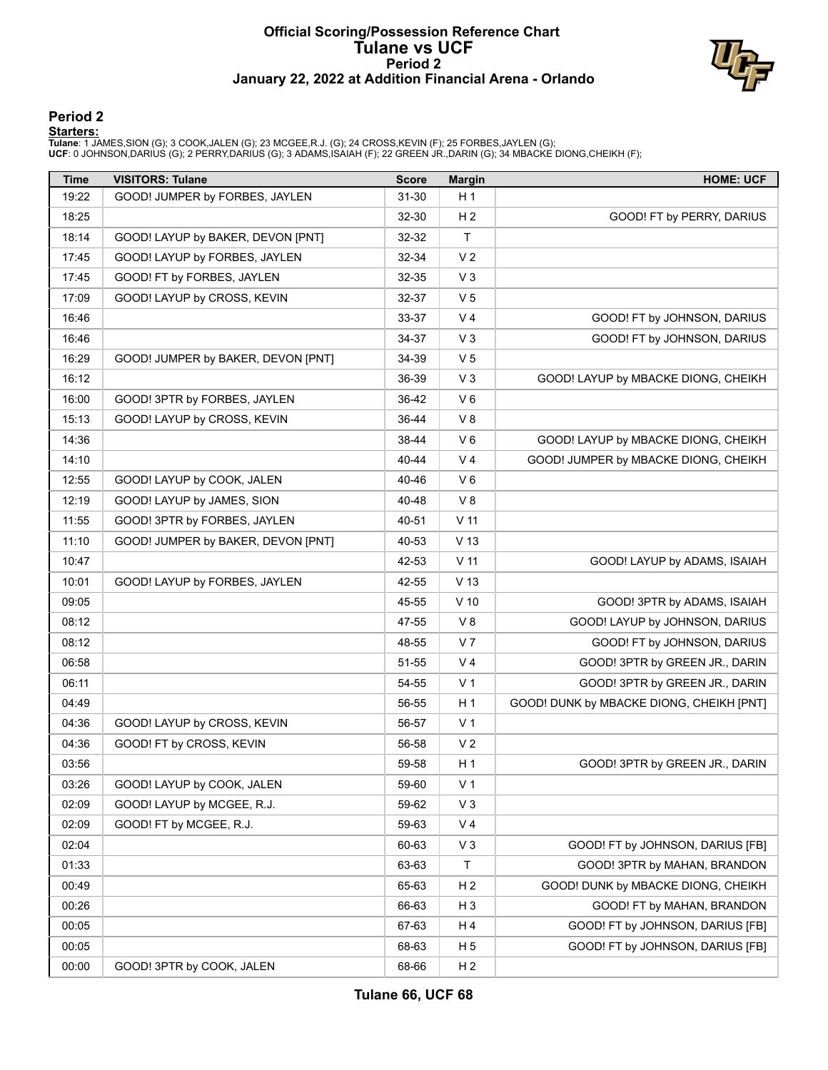# Official Scoring/Possession Reference Chart
# Tulane vs UCF
## Period 2
## January 22, 2022 at Addition Financial Arena - Orlando

### Period 2

**Starters:**

**Tulane**: 1 JAMES,SION (G); 3 COOK,JALEN (G); 23 MCGEE,R.J. (G); 24 CROSS,KEVIN (F); 25 FORBES,JAYLEN (G);
**UCF**: 0 JOHNSON,DARIUS (G); 2 PERRY,DARIUS (G); 3 ADAMS,ISAIAH (F); 22 GREEN JR.,DARIN (G); 34 MBACKE DIONG,CHEIKH (F);

| Time | VISITORS: Tulane | Score | Margin | HOME: UCF |
|---|---|---|---|---|
| 19:22 | GOOD! JUMPER by FORBES, JAYLEN | 31-30 | H 1 | |
| 18:25 | | 32-30 | H 2 | GOOD! FT by PERRY, DARIUS |
| 18:14 | GOOD! LAYUP by BAKER, DEVON [PNT] | 32-32 | T | |
| 17:45 | GOOD! LAYUP by FORBES, JAYLEN | 32-34 | V 2 | |
| 17:45 | GOOD! FT by FORBES, JAYLEN | 32-35 | V 3 | |
| 17:09 | GOOD! LAYUP by CROSS, KEVIN | 32-37 | V 5 | |
| 16:46 | | 33-37 | V 4 | GOOD! FT by JOHNSON, DARIUS |
| 16:46 | | 34-37 | V 3 | GOOD! FT by JOHNSON, DARIUS |
| 16:29 | GOOD! JUMPER by BAKER, DEVON [PNT] | 34-39 | V 5 | |
| 16:12 | | 36-39 | V 3 | GOOD! LAYUP by MBACKE DIONG, CHEIKH |
| 16:00 | GOOD! 3PTR by FORBES, JAYLEN | 36-42 | V 6 | |
| 15:13 | GOOD! LAYUP by CROSS, KEVIN | 36-44 | V 8 | |
| 14:36 | | 38-44 | V 6 | GOOD! LAYUP by MBACKE DIONG, CHEIKH |
| 14:10 | | 40-44 | V 4 | GOOD! JUMPER by MBACKE DIONG, CHEIKH |
| 12:55 | GOOD! LAYUP by COOK, JALEN | 40-46 | V 6 | |
| 12:19 | GOOD! LAYUP by JAMES, SION | 40-48 | V 8 | |
| 11:55 | GOOD! 3PTR by FORBES, JAYLEN | 40-51 | V 11 | |
| 11:10 | GOOD! JUMPER by BAKER, DEVON [PNT] | 40-53 | V 13 | |
| 10:47 | | 42-53 | V 11 | GOOD! LAYUP by ADAMS, ISAIAH |
| 10:01 | GOOD! LAYUP by FORBES, JAYLEN | 42-55 | V 13 | |
| 09:05 | | 45-55 | V 10 | GOOD! 3PTR by ADAMS, ISAIAH |
| 08:12 | | 47-55 | V 8 | GOOD! LAYUP by JOHNSON, DARIUS |
| 08:12 | | 48-55 | V 7 | GOOD! FT by JOHNSON, DARIUS |
| 06:58 | | 51-55 | V 4 | GOOD! 3PTR by GREEN JR., DARIN |
| 06:11 | | 54-55 | V 1 | GOOD! 3PTR by GREEN JR., DARIN |
| 04:49 | | 56-55 | H 1 | GOOD! DUNK by MBACKE DIONG, CHEIKH [PNT] |
| 04:36 | GOOD! LAYUP by CROSS, KEVIN | 56-57 | V 1 | |
| 04:36 | GOOD! FT by CROSS, KEVIN | 56-58 | V 2 | |
| 03:56 | | 59-58 | H 1 | GOOD! 3PTR by GREEN JR., DARIN |
| 03:26 | GOOD! LAYUP by COOK, JALEN | 59-60 | V 1 | |
| 02:09 | GOOD! LAYUP by MCGEE, R.J. | 59-62 | V 3 | |
| 02:09 | GOOD! FT by MCGEE, R.J. | 59-63 | V 4 | |
| 02:04 | | 60-63 | V 3 | GOOD! FT by JOHNSON, DARIUS [FB] |
| 01:33 | | 63-63 | T | GOOD! 3PTR by MAHAN, BRANDON |
| 00:49 | | 65-63 | H 2 | GOOD! DUNK by MBACKE DIONG, CHEIKH |
| 00:26 | | 66-63 | H 3 | GOOD! FT by MAHAN, BRANDON |
| 00:05 | | 67-63 | H 4 | GOOD! FT by JOHNSON, DARIUS [FB] |
| 00:05 | | 68-63 | H 5 | GOOD! FT by JOHNSON, DARIUS [FB] |
| 00:00 | GOOD! 3PTR by COOK, JALEN | 68-66 | H 2 | |

**Tulane 66, UCF 68**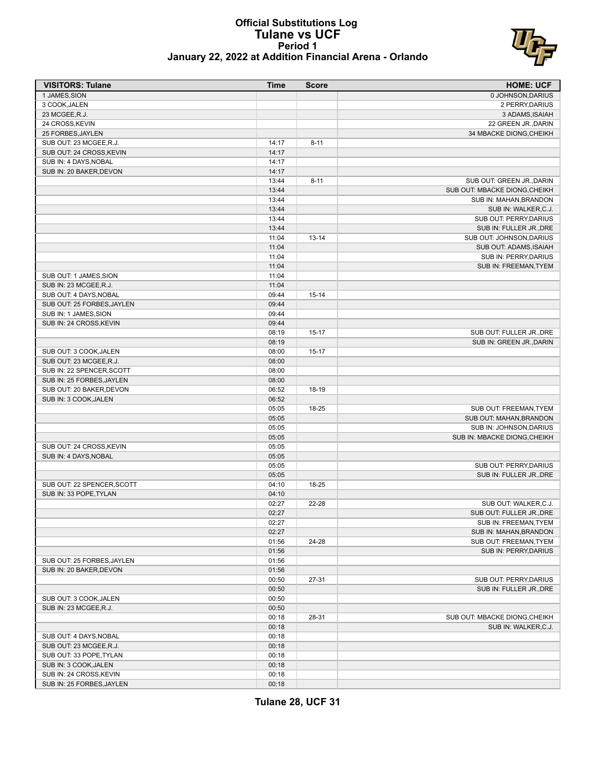# Official Substitutions Log
## Tulane vs UCF
### Period 1
### January 22, 2022 at Addition Financial Arena - Orlando

| VISITORS: Tulane | Time | Score | HOME: UCF |
|---|---|---|---|
| 1 JAMES,SION | | | 0 JOHNSON,DARIUS |
| 3 COOK,JALEN | | | 2 PERRY,DARIUS |
| 23 MCGEE,R.J. | | | 3 ADAMS,ISAIAH |
| 24 CROSS,KEVIN | | | 22 GREEN JR.,DARIN |
| 25 FORBES,JAYLEN | | | 34 MBACKE DIONG,CHEIKH |
| SUB OUT: 23 MCGEE,R.J. | 14:17 | 8-11 | |
| SUB OUT: 24 CROSS,KEVIN | 14:17 | | |
| SUB IN: 4 DAYS,NOBAL | 14:17 | | |
| SUB IN: 20 BAKER,DEVON | 14:17 | | |
| | 13:44 | 8-11 | SUB OUT: GREEN JR.,DARIN |
| | 13:44 | | SUB OUT: MBACKE DIONG,CHEIKH |
| | 13:44 | | SUB IN: MAHAN,BRANDON |
| | 13:44 | | SUB IN: WALKER,C.J. |
| | 13:44 | | SUB OUT: PERRY,DARIUS |
| | 13:44 | | SUB IN: FULLER JR.,DRE |
| | 11:04 | 13-14 | SUB OUT: JOHNSON,DARIUS |
| | 11:04 | | SUB OUT: ADAMS,ISAIAH |
| | 11:04 | | SUB IN: PERRY,DARIUS |
| | 11:04 | | SUB IN: FREEMAN,TYEM |
| SUB OUT: 1 JAMES,SION | 11:04 | | |
| SUB IN: 23 MCGEE,R.J. | 11:04 | | |
| SUB OUT: 4 DAYS,NOBAL | 09:44 | 15-14 | |
| SUB OUT: 25 FORBES,JAYLEN | 09:44 | | |
| SUB IN: 1 JAMES,SION | 09:44 | | |
| SUB IN: 24 CROSS,KEVIN | 09:44 | | |
| | 08:19 | 15-17 | SUB OUT: FULLER JR.,DRE |
| | 08:19 | | SUB IN: GREEN JR.,DARIN |
| SUB OUT: 3 COOK,JALEN | 08:00 | 15-17 | |
| SUB OUT: 23 MCGEE,R.J. | 08:00 | | |
| SUB IN: 22 SPENCER,SCOTT | 08:00 | | |
| SUB IN: 25 FORBES,JAYLEN | 08:00 | | |
| SUB OUT: 20 BAKER,DEVON | 06:52 | 18-19 | |
| SUB IN: 3 COOK,JALEN | 06:52 | | |
| | 05:05 | 18-25 | SUB OUT: FREEMAN,TYEM |
| | 05:05 | | SUB OUT: MAHAN,BRANDON |
| | 05:05 | | SUB IN: JOHNSON,DARIUS |
| | 05:05 | | SUB IN: MBACKE DIONG,CHEIKH |
| SUB OUT: 24 CROSS,KEVIN | 05:05 | | |
| SUB IN: 4 DAYS,NOBAL | 05:05 | | |
| | 05:05 | | SUB OUT: PERRY,DARIUS |
| | 05:05 | | SUB IN: FULLER JR.,DRE |
| SUB OUT: 22 SPENCER,SCOTT | 04:10 | 18-25 | |
| SUB IN: 33 POPE,TYLAN | 04:10 | | |
| | 02:27 | 22-28 | SUB OUT: WALKER,C.J. |
| | 02:27 | | SUB OUT: FULLER JR.,DRE |
| | 02:27 | | SUB IN: FREEMAN,TYEM |
| | 02:27 | | SUB IN: MAHAN,BRANDON |
| | 01:56 | 24-28 | SUB OUT: FREEMAN,TYEM |
| | 01:56 | | SUB IN: PERRY,DARIUS |
| SUB OUT: 25 FORBES,JAYLEN | 01:56 | | |
| SUB IN: 20 BAKER,DEVON | 01:56 | | |
| | 00:50 | 27-31 | SUB OUT: PERRY,DARIUS |
| | 00:50 | | SUB IN: FULLER JR.,DRE |
| SUB OUT: 3 COOK,JALEN | 00:50 | | |
| SUB IN: 23 MCGEE,R.J. | 00:50 | | |
| | 00:18 | 28-31 | SUB OUT: MBACKE DIONG,CHEIKH |
| | 00:18 | | SUB IN: WALKER,C.J. |
| SUB OUT: 4 DAYS,NOBAL | 00:18 | | |
| SUB OUT: 23 MCGEE,R.J. | 00:18 | | |
| SUB OUT: 33 POPE,TYLAN | 00:18 | | |
| SUB IN: 3 COOK,JALEN | 00:18 | | |
| SUB IN: 24 CROSS,KEVIN | 00:18 | | |
| SUB IN: 25 FORBES,JAYLEN | 00:18 | | |

**Tulane 28, UCF 31**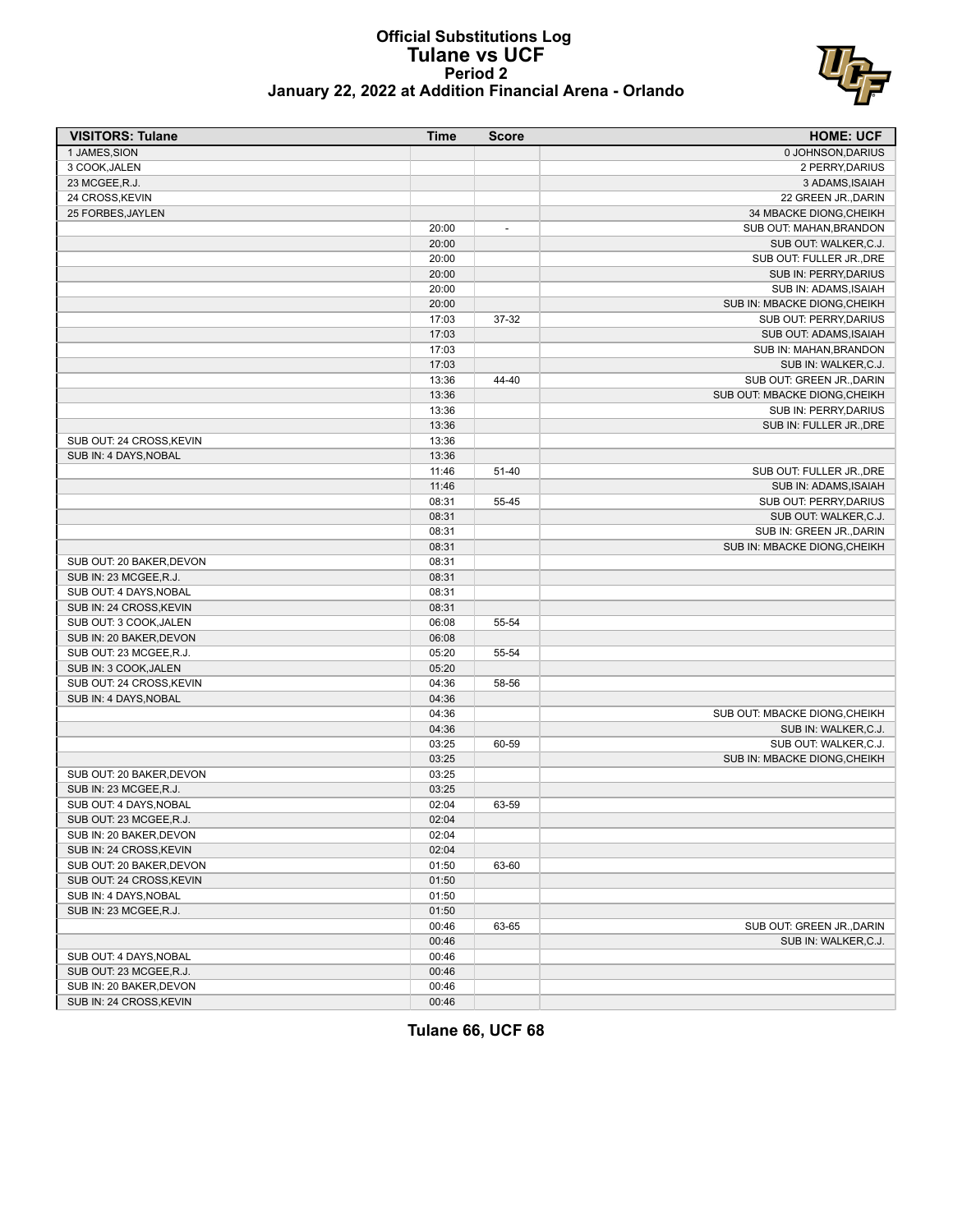# Official Substitutions Log
## Tulane vs UCF
### Period 2
### January 22, 2022 at Addition Financial Arena - Orlando

| VISITORS: Tulane | Time | Score | HOME: UCF |
|---|---|---|---|
| 1 JAMES,SION | | | 0 JOHNSON,DARIUS |
| 3 COOK,JALEN | | | 2 PERRY,DARIUS |
| 23 MCGEE,R.J. | | | 3 ADAMS,ISAIAH |
| 24 CROSS,KEVIN | | | 22 GREEN JR.,DARIN |
| 25 FORBES,JAYLEN | | | 34 MBACKE DIONG,CHEIKH |
| | 20:00 | - | SUB OUT: MAHAN,BRANDON |
| | 20:00 | | SUB OUT: WALKER,C.J. |
| | 20:00 | | SUB OUT: FULLER JR.,DRE |
| | 20:00 | | SUB IN: PERRY,DARIUS |
| | 20:00 | | SUB IN: ADAMS,ISAIAH |
| | 20:00 | | SUB IN: MBACKE DIONG,CHEIKH |
| | 17:03 | 37-32 | SUB OUT: PERRY,DARIUS |
| | 17:03 | | SUB OUT: ADAMS,ISAIAH |
| | 17:03 | | SUB IN: MAHAN,BRANDON |
| | 17:03 | | SUB IN: WALKER,C.J. |
| | 13:36 | 44-40 | SUB OUT: GREEN JR.,DARIN |
| | 13:36 | | SUB OUT: MBACKE DIONG,CHEIKH |
| | 13:36 | | SUB IN: PERRY,DARIUS |
| | 13:36 | | SUB IN: FULLER JR.,DRE |
| SUB OUT: 24 CROSS,KEVIN | 13:36 | | |
| SUB IN: 4 DAYS,NOBAL | 13:36 | | |
| | 11:46 | 51-40 | SUB OUT: FULLER JR.,DRE |
| | 11:46 | | SUB IN: ADAMS,ISAIAH |
| | 08:31 | 55-45 | SUB OUT: PERRY,DARIUS |
| | 08:31 | | SUB OUT: WALKER,C.J. |
| | 08:31 | | SUB IN: GREEN JR.,DARIN |
| | 08:31 | | SUB IN: MBACKE DIONG,CHEIKH |
| SUB OUT: 20 BAKER,DEVON | 08:31 | | |
| SUB IN: 23 MCGEE,R.J. | 08:31 | | |
| SUB OUT: 4 DAYS,NOBAL | 08:31 | | |
| SUB IN: 24 CROSS,KEVIN | 08:31 | | |
| SUB OUT: 3 COOK,JALEN | 06:08 | 55-54 | |
| SUB IN: 20 BAKER,DEVON | 06:08 | | |
| SUB OUT: 23 MCGEE,R.J. | 05:20 | 55-54 | |
| SUB IN: 3 COOK,JALEN | 05:20 | | |
| SUB OUT: 24 CROSS,KEVIN | 04:36 | 58-56 | |
| SUB IN: 4 DAYS,NOBAL | 04:36 | | |
| | 04:36 | | SUB OUT: MBACKE DIONG,CHEIKH |
| | 04:36 | | SUB IN: WALKER,C.J. |
| | 03:25 | 60-59 | SUB OUT: WALKER,C.J. |
| | 03:25 | | SUB IN: MBACKE DIONG,CHEIKH |
| SUB OUT: 20 BAKER,DEVON | 03:25 | | |
| SUB IN: 23 MCGEE,R.J. | 03:25 | | |
| SUB OUT: 4 DAYS,NOBAL | 02:04 | 63-59 | |
| SUB OUT: 23 MCGEE,R.J. | 02:04 | | |
| SUB IN: 20 BAKER,DEVON | 02:04 | | |
| SUB IN: 24 CROSS,KEVIN | 02:04 | | |
| SUB OUT: 20 BAKER,DEVON | 01:50 | 63-60 | |
| SUB OUT: 24 CROSS,KEVIN | 01:50 | | |
| SUB IN: 4 DAYS,NOBAL | 01:50 | | |
| SUB IN: 23 MCGEE,R.J. | 01:50 | | |
| | 00:46 | 63-65 | SUB OUT: GREEN JR.,DARIN |
| | 00:46 | | SUB IN: WALKER,C.J. |
| SUB OUT: 4 DAYS,NOBAL | 00:46 | | |
| SUB OUT: 23 MCGEE,R.J. | 00:46 | | |
| SUB IN: 20 BAKER,DEVON | 00:46 | | |
| SUB IN: 24 CROSS,KEVIN | 00:46 | | |

**Tulane 66, UCF 68**